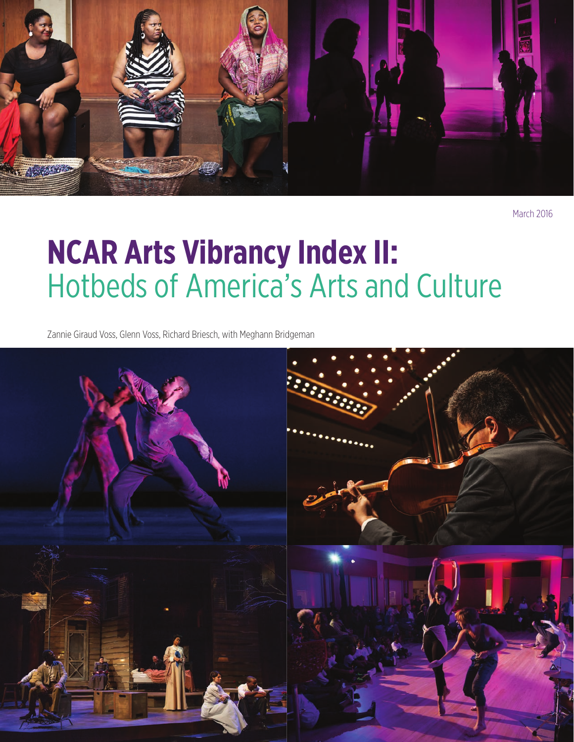March 2016

# NCAR Arts Vibrancy Index II: Hotbeds of America's Arts and Culture

Zannie Giraud Voss, Glenn Voss, Richard Briesch, with Meghann Bridgeman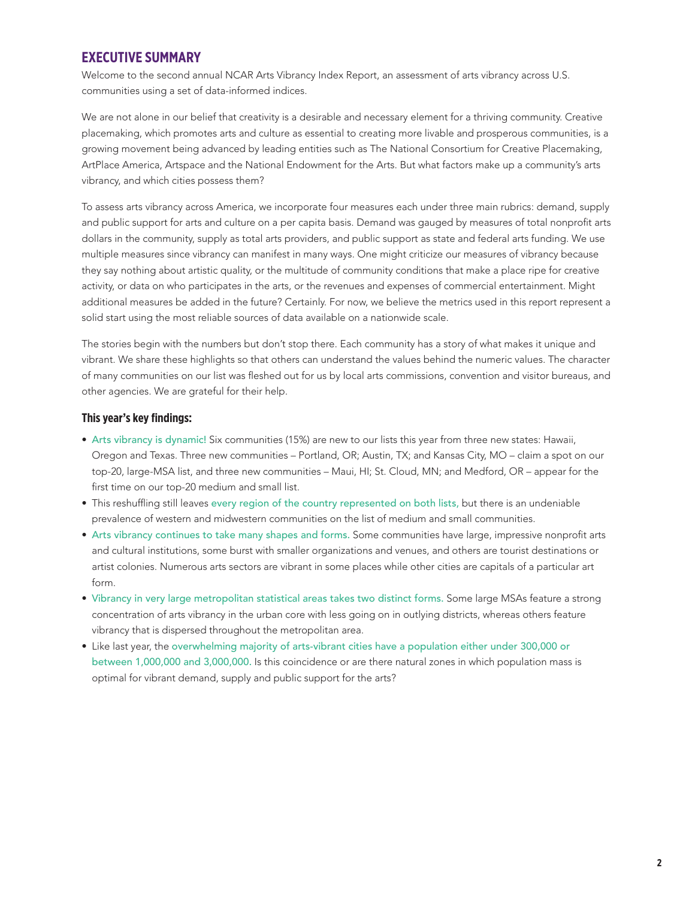## EXECUTIVE SUMMARY

Welcome to the second annual NCAR Arts Vibrancy Index Report, an assessment of arts vibrancy across U.S. communities using a set of data-informed indices.

We are not alone in our belief that creativity is a desirable and necessary element for a thriving community. Creative placemaking, which promotes arts and culture as essential to creating more livable and prosperous communities, is a growing movement being advanced by leading entities such as The National Consortium for Creative Placemaking, ArtPlace America, Artspace and the National Endowment for the Arts. But what factors make up a community's arts vibrancy, and which cities possess them?

To assess arts vibrancy across America, we incorporate four measures each under three main rubrics: demand, supply and public support for arts and culture on a per capita basis. Demand was gauged by measures of total nonprofit arts dollars in the community, supply as total arts providers, and public support as state and federal arts funding. We use multiple measures since vibrancy can manifest in many ways. One might criticize our measures of vibrancy because they say nothing about artistic quality, or the multitude of community conditions that make a place ripe for creative activity, or data on who participates in the arts, or the revenues and expenses of commercial entertainment. Might additional measures be added in the future? Certainly. For now, we believe the metrics used in this report represent a solid start using the most reliable sources of data available on a nationwide scale.

The stories begin with the numbers but don't stop there. Each community has a story of what makes it unique and vibrant. We share these highlights so that others can understand the values behind the numeric values. The character of many communities on our list was fleshed out for us by local arts commissions, convention and visitor bureaus, and other agencies. We are grateful for their help.

### This year's key findings:

- Arts vibrancy is dynamic! Six communities (15%) are new to our lists this year from three new states: Hawaii, Oregon and Texas. Three new communities – Portland, OR; Austin, TX; and Kansas City, MO – claim a spot on our top-20, large-MSA list, and three new communities – Maui, HI; St. Cloud, MN; and Medford, OR – appear for the first time on our top-20 medium and small list.
- This reshuffling still leaves every region of the country represented on both lists, but there is an undeniable prevalence of western and midwestern communities on the list of medium and small communities.
- Arts vibrancy continues to take many shapes and forms. Some communities have large, impressive nonprofit arts and cultural institutions, some burst with smaller organizations and venues, and others are tourist destinations or artist colonies. Numerous arts sectors are vibrant in some places while other cities are capitals of a particular art form.
- Vibrancy in very large metropolitan statistical areas takes two distinct forms. Some large MSAs feature a strong concentration of arts vibrancy in the urban core with less going on in outlying districts, whereas others feature vibrancy that is dispersed throughout the metropolitan area.
- Like last year, the overwhelming majority of arts-vibrant cities have a population either under 300,000 or between 1,000,000 and 3,000,000. Is this coincidence or are there natural zones in which population mass is optimal for vibrant demand, supply and public support for the arts?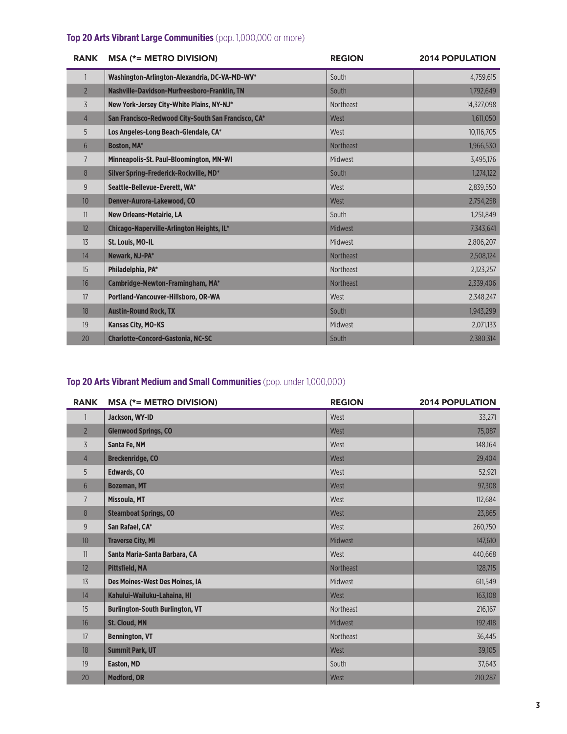## **Top 20 Arts Vibrant Large Communities** (pop. 1,000,000 or more)

| RANK | MSA (*= METRO DIVISION) | REGION | 2014 POPULATION |
|---|---|---|---|
| 1 | **Washington-Arlington-Alexandria, DC-VA-MD-WV*** | South | 4,759,615 |
| 2 | **Nashville-Davidson-Murfreesboro-Franklin, TN** | South | 1,792,649 |
| 3 | **New York-Jersey City-White Plains, NY-NJ*** | Northeast | 14,327,098 |
| 4 | **San Francisco-Redwood City-South San Francisco, CA*** | West | 1,611,050 |
| 5 | **Los Angeles-Long Beach-Glendale, CA*** | West | 10,116,705 |
| 6 | **Boston, MA*** | Northeast | 1,966,530 |
| 7 | **Minneapolis-St. Paul-Bloomington, MN-WI** | Midwest | 3,495,176 |
| 8 | **Silver Spring-Frederick-Rockville, MD*** | South | 1,274,122 |
| 9 | **Seattle-Bellevue-Everett, WA*** | West | 2,839,550 |
| 10 | **Denver-Aurora-Lakewood, CO** | West | 2,754,258 |
| 11 | **New Orleans-Metairie, LA** | South | 1,251,849 |
| 12 | **Chicago-Naperville-Arlington Heights, IL*** | Midwest | 7,343,641 |
| 13 | **St. Louis, MO-IL** | Midwest | 2,806,207 |
| 14 | **Newark, NJ-PA*** | Northeast | 2,508,124 |
| 15 | **Philadelphia, PA*** | Northeast | 2,123,257 |
| 16 | **Cambridge-Newton-Framingham, MA*** | Northeast | 2,339,406 |
| 17 | **Portland-Vancouver-Hillsboro, OR-WA** | West | 2,348,247 |
| 18 | **Austin-Round Rock, TX** | South | 1,943,299 |
| 19 | **Kansas City, MO-KS** | Midwest | 2,071,133 |
| 20 | **Charlotte-Concord-Gastonia, NC-SC** | South | 2,380,314 |

## **Top 20 Arts Vibrant Medium and Small Communities** (pop. under 1,000,000)

| RANK | MSA (*= METRO DIVISION) | REGION | 2014 POPULATION |
|---|---|---|---|
| 1 | **Jackson, WY-ID** | West | 33,271 |
| 2 | **Glenwood Springs, CO** | West | 75,087 |
| 3 | **Santa Fe, NM** | West | 148,164 |
| 4 | **Breckenridge, CO** | West | 29,404 |
| 5 | **Edwards, CO** | West | 52,921 |
| 6 | **Bozeman, MT** | West | 97,308 |
| 7 | **Missoula, MT** | West | 112,684 |
| 8 | **Steamboat Springs, CO** | West | 23,865 |
| 9 | **San Rafael, CA*** | West | 260,750 |
| 10 | **Traverse City, MI** | Midwest | 147,610 |
| 11 | **Santa Maria-Santa Barbara, CA** | West | 440,668 |
| 12 | **Pittsfield, MA** | Northeast | 128,715 |
| 13 | **Des Moines-West Des Moines, IA** | Midwest | 611,549 |
| 14 | **Kahului-Wailuku-Lahaina, HI** | West | 163,108 |
| 15 | **Burlington-South Burlington, VT** | Northeast | 216,167 |
| 16 | **St. Cloud, MN** | Midwest | 192,418 |
| 17 | **Bennington, VT** | Northeast | 36,445 |
| 18 | **Summit Park, UT** | West | 39,105 |
| 19 | **Easton, MD** | South | 37,643 |
| 20 | **Medford, OR** | West | 210,287 |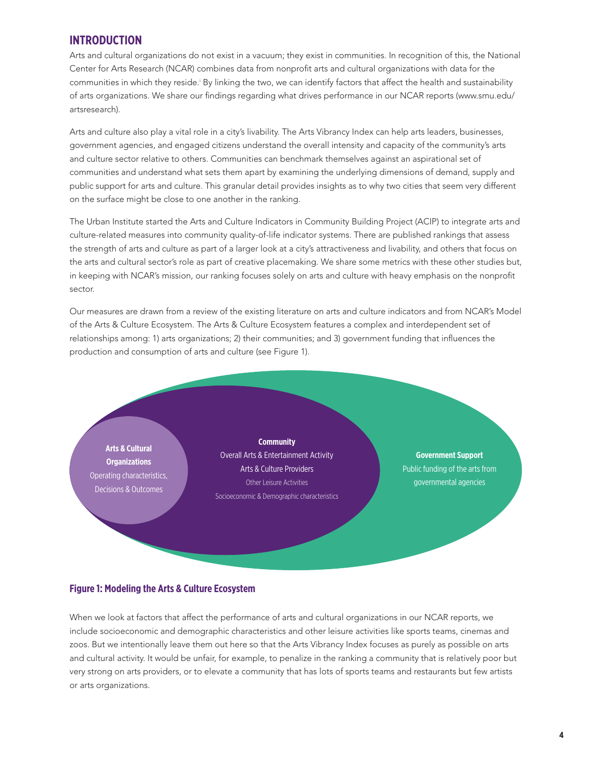## INTRODUCTION

Arts and cultural organizations do not exist in a vacuum; they exist in communities. In recognition of this, the National Center for Arts Research (NCAR) combines data from nonprofit arts and cultural organizations with data for the communities in which they reside.[i] By linking the two, we can identify factors that affect the health and sustainability of arts organizations. We share our findings regarding what drives performance in our NCAR reports (www.smu.edu/artsresearch).

Arts and culture also play a vital role in a city's livability. The Arts Vibrancy Index can help arts leaders, businesses, government agencies, and engaged citizens understand the overall intensity and capacity of the community's arts and culture sector relative to others. Communities can benchmark themselves against an aspirational set of communities and understand what sets them apart by examining the underlying dimensions of demand, supply and public support for arts and culture. This granular detail provides insights as to why two cities that seem very different on the surface might be close to one another in the ranking.

The Urban Institute started the Arts and Culture Indicators in Community Building Project (ACIP) to integrate arts and culture-related measures into community quality-of-life indicator systems. There are published rankings that assess the strength of arts and culture as part of a larger look at a city's attractiveness and livability, and others that focus on the arts and cultural sector's role as part of creative placemaking. We share some metrics with these other studies but, in keeping with NCAR's mission, our ranking focuses solely on arts and culture with heavy emphasis on the nonprofit sector.

Our measures are drawn from a review of the existing literature on arts and culture indicators and from NCAR's Model of the Arts & Culture Ecosystem. The Arts & Culture Ecosystem features a complex and interdependent set of relationships among: 1) arts organizations; 2) their communities; and 3) government funding that influences the production and consumption of arts and culture (see Figure 1).

**Arts & Cultural Organizations**
Operating characteristics, Decisions & Outcomes

**Community**
Overall Arts & Entertainment Activity
Arts & Culture Providers
Other Leisure Activities
Socioeconomic & Demographic characteristics

**Government Support**
Public funding of the arts from governmental agencies

**Figure 1: Modeling the Arts & Culture Ecosystem**

When we look at factors that affect the performance of arts and cultural organizations in our NCAR reports, we include socioeconomic and demographic characteristics and other leisure activities like sports teams, cinemas and zoos. But we intentionally leave them out here so that the Arts Vibrancy Index focuses as purely as possible on arts and cultural activity. It would be unfair, for example, to penalize in the ranking a community that is relatively poor but very strong on arts providers, or to elevate a community that has lots of sports teams and restaurants but few artists or arts organizations.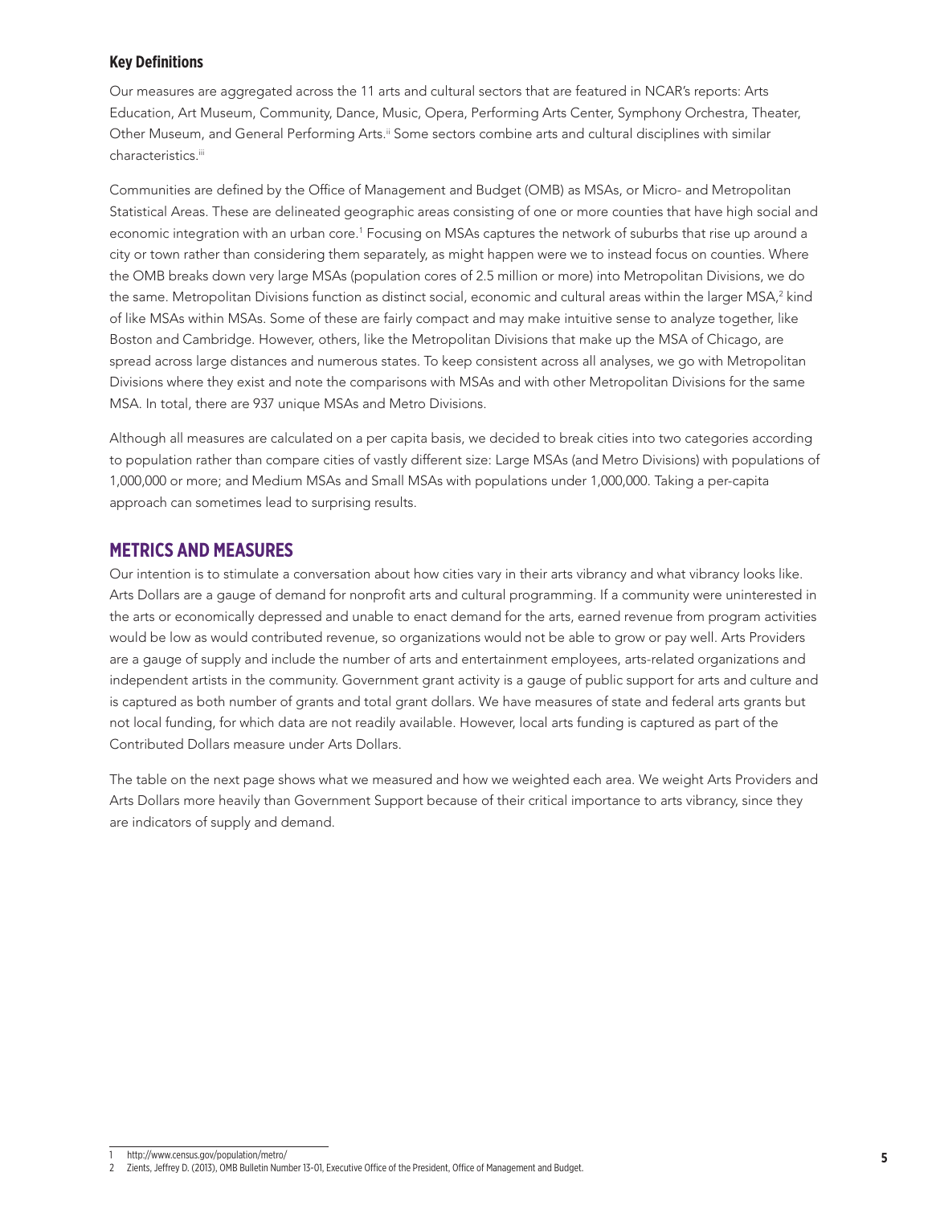### Key Definitions

Our measures are aggregated across the 11 arts and cultural sectors that are featured in NCAR's reports: Arts Education, Art Museum, Community, Dance, Music, Opera, Performing Arts Center, Symphony Orchestra, Theater, Other Museum, and General Performing Arts.[ii] Some sectors combine arts and cultural disciplines with similar characteristics.[iii]

Communities are defined by the Office of Management and Budget (OMB) as MSAs, or Micro- and Metropolitan Statistical Areas. These are delineated geographic areas consisting of one or more counties that have high social and economic integration with an urban core.[1] Focusing on MSAs captures the network of suburbs that rise up around a city or town rather than considering them separately, as might happen were we to instead focus on counties. Where the OMB breaks down very large MSAs (population cores of 2.5 million or more) into Metropolitan Divisions, we do the same. Metropolitan Divisions function as distinct social, economic and cultural areas within the larger MSA,[2] kind of like MSAs within MSAs. Some of these are fairly compact and may make intuitive sense to analyze together, like Boston and Cambridge. However, others, like the Metropolitan Divisions that make up the MSA of Chicago, are spread across large distances and numerous states. To keep consistent across all analyses, we go with Metropolitan Divisions where they exist and note the comparisons with MSAs and with other Metropolitan Divisions for the same MSA. In total, there are 937 unique MSAs and Metro Divisions.

Although all measures are calculated on a per capita basis, we decided to break cities into two categories according to population rather than compare cities of vastly different size: Large MSAs (and Metro Divisions) with populations of 1,000,000 or more; and Medium MSAs and Small MSAs with populations under 1,000,000. Taking a per-capita approach can sometimes lead to surprising results.

## METRICS AND MEASURES

Our intention is to stimulate a conversation about how cities vary in their arts vibrancy and what vibrancy looks like. Arts Dollars are a gauge of demand for nonprofit arts and cultural programming. If a community were uninterested in the arts or economically depressed and unable to enact demand for the arts, earned revenue from program activities would be low as would contributed revenue, so organizations would not be able to grow or pay well. Arts Providers are a gauge of supply and include the number of arts and entertainment employees, arts-related organizations and independent artists in the community. Government grant activity is a gauge of public support for arts and culture and is captured as both number of grants and total grant dollars. We have measures of state and federal arts grants but not local funding, for which data are not readily available. However, local arts funding is captured as part of the Contributed Dollars measure under Arts Dollars.

The table on the next page shows what we measured and how we weighted each area. We weight Arts Providers and Arts Dollars more heavily than Government Support because of their critical importance to arts vibrancy, since they are indicators of supply and demand.

---

1 http://www.census.gov/population/metro/

2 Zients, Jeffrey D. (2013), OMB Bulletin Number 13-01, Executive Office of the President, Office of Management and Budget.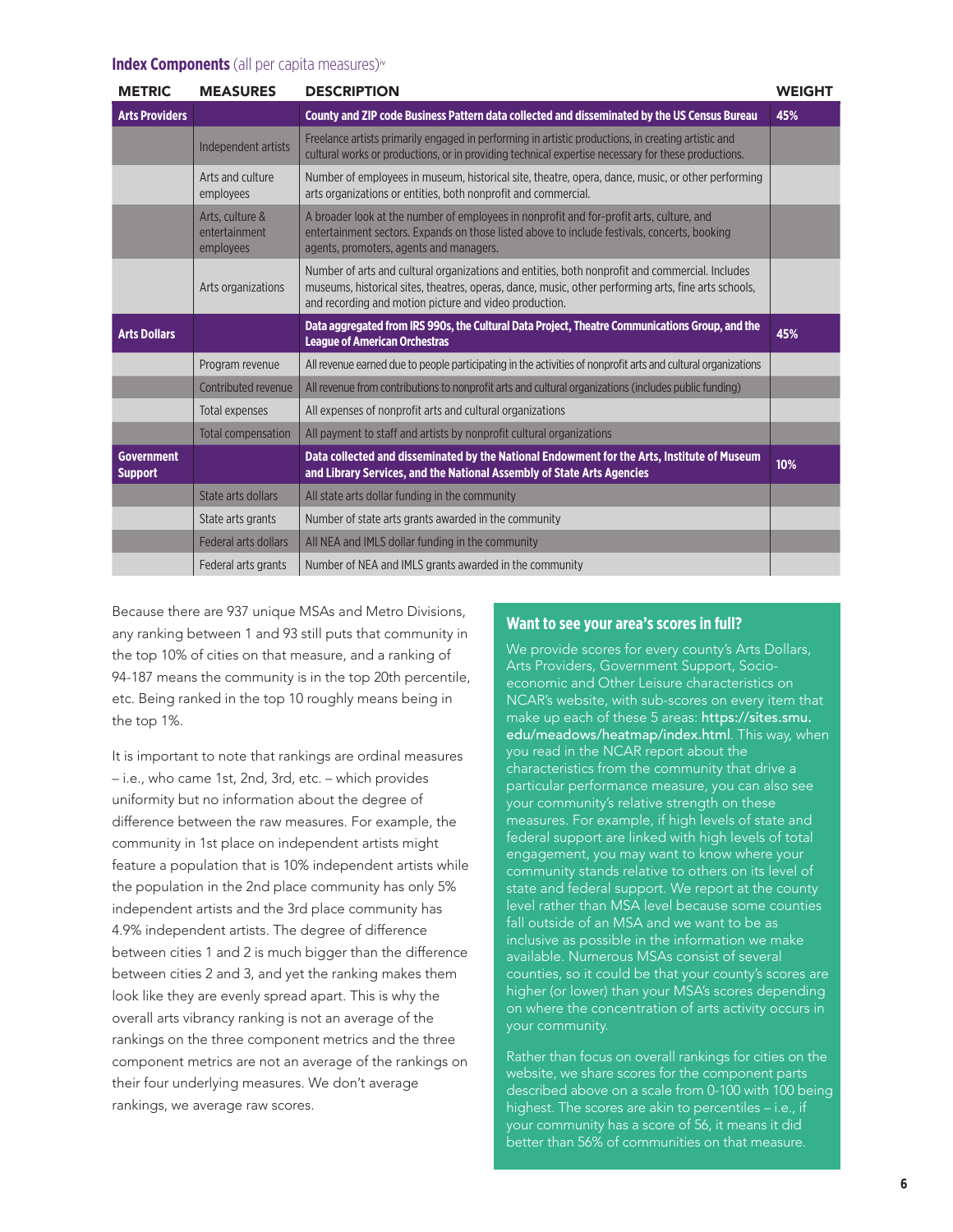**Index Components** (all per capita measures)[iv]

| METRIC | MEASURES | DESCRIPTION | WEIGHT |
|---|---|---|---|
| **Arts Providers** | | **County and ZIP code Business Pattern data collected and disseminated by the US Census Bureau** | **45%** |
| | Independent artists | Freelance artists primarily engaged in performing in artistic productions, in creating artistic and cultural works or productions, or in providing technical expertise necessary for these productions. | |
| | Arts and culture employees | Number of employees in museum, historical site, theatre, opera, dance, music, or other performing arts organizations or entities, both nonprofit and commercial. | |
| | Arts, culture & entertainment employees | A broader look at the number of employees in nonprofit and for-profit arts, culture, and entertainment sectors. Expands on those listed above to include festivals, concerts, booking agents, promoters, agents and managers. | |
| | Arts organizations | Number of arts and cultural organizations and entities, both nonprofit and commercial. Includes museums, historical sites, theatres, operas, dance, music, other performing arts, fine arts schools, and recording and motion picture and video production. | |
| **Arts Dollars** | | **Data aggregated from IRS 990s, the Cultural Data Project, Theatre Communications Group, and the League of American Orchestras** | **45%** |
| | Program revenue | All revenue earned due to people participating in the activities of nonprofit arts and cultural organizations | |
| | Contributed revenue | All revenue from contributions to nonprofit arts and cultural organizations (includes public funding) | |
| | Total expenses | All expenses of nonprofit arts and cultural organizations | |
| | Total compensation | All payment to staff and artists by nonprofit cultural organizations | |
| **Government Support** | | **Data collected and disseminated by the National Endowment for the Arts, Institute of Museum and Library Services, and the National Assembly of State Arts Agencies** | **10%** |
| | State arts dollars | All state arts dollar funding in the community | |
| | State arts grants | Number of state arts grants awarded in the community | |
| | Federal arts dollars | All NEA and IMLS dollar funding in the community | |
| | Federal arts grants | Number of NEA and IMLS grants awarded in the community | |

Because there are 937 unique MSAs and Metro Divisions, any ranking between 1 and 93 still puts that community in the top 10% of cities on that measure, and a ranking of 94-187 means the community is in the top 20th percentile, etc. Being ranked in the top 10 roughly means being in the top 1%.

It is important to note that rankings are ordinal measures – i.e., who came 1st, 2nd, 3rd, etc. – which provides uniformity but no information about the degree of difference between the raw measures. For example, the community in 1st place on independent artists might feature a population that is 10% independent artists while the population in the 2nd place community has only 5% independent artists and the 3rd place community has 4.9% independent artists. The degree of difference between cities 1 and 2 is much bigger than the difference between cities 2 and 3, and yet the ranking makes them look like they are evenly spread apart. This is why the overall arts vibrancy ranking is not an average of the rankings on the three component metrics and the three component metrics are not an average of the rankings on their four underlying measures. We don't average rankings, we average raw scores.

## Want to see your area's scores in full?

We provide scores for every county's Arts Dollars, Arts Providers, Government Support, Socio-economic and Other Leisure characteristics on NCAR's website, with sub-scores on every item that make up each of these 5 areas: **https://sites.smu.edu/meadows/heatmap/index.html**. This way, when you read in the NCAR report about the characteristics from the community that drive a particular performance measure, you can also see your community's relative strength on these measures. For example, if high levels of state and federal support are linked with high levels of total engagement, you may want to know where your community stands relative to others on its level of state and federal support. We report at the county level rather than MSA level because some counties fall outside of an MSA and we want to be as inclusive as possible in the information we make available. Numerous MSAs consist of several counties, so it could be that your county's scores are higher (or lower) than your MSA's scores depending on where the concentration of arts activity occurs in your community.

Rather than focus on overall rankings for cities on the website, we share scores for the component parts described above on a scale from 0-100 with 100 being highest. The scores are akin to percentiles – i.e., if your community has a score of 56, it means it did better than 56% of communities on that measure.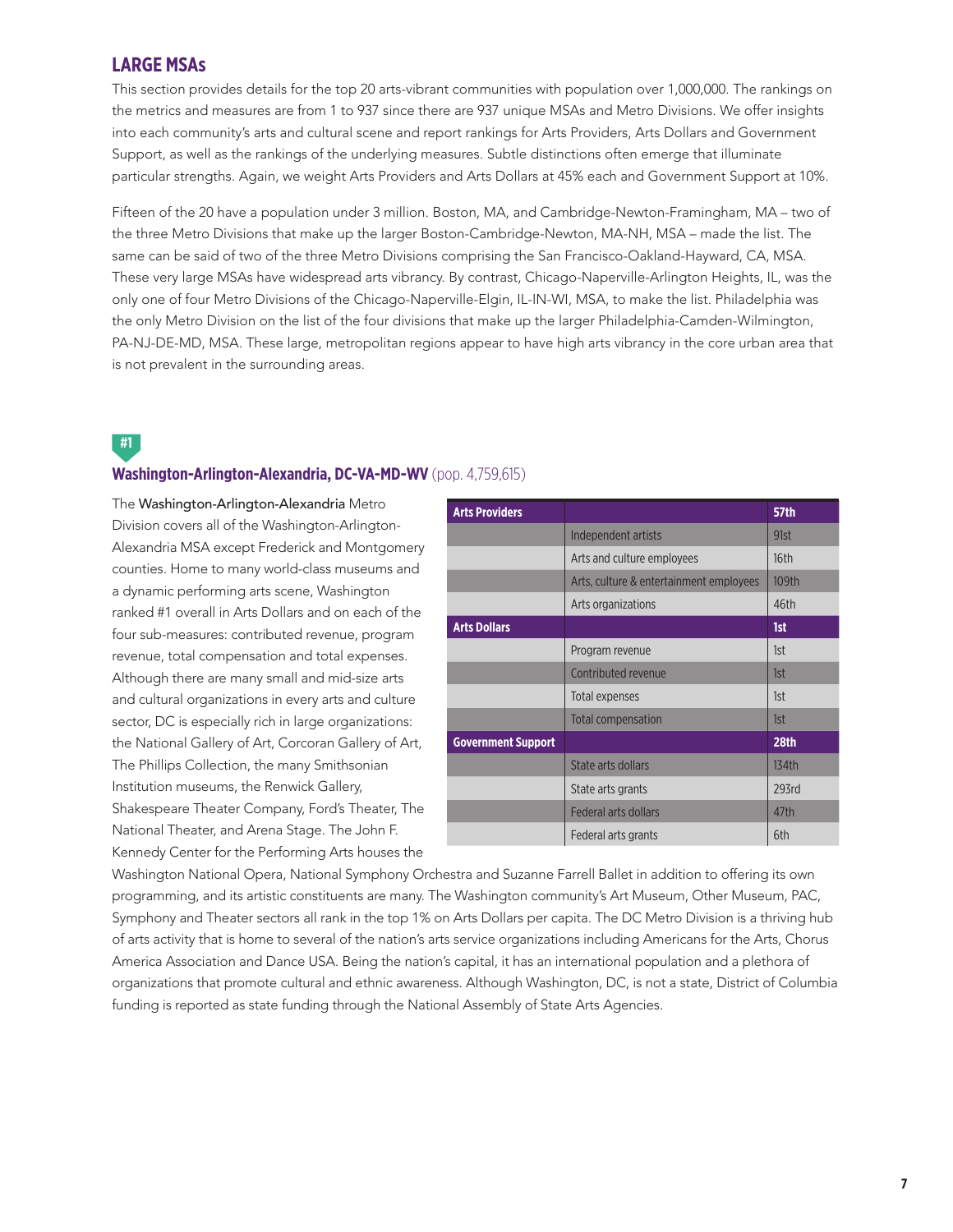## LARGE MSAs

This section provides details for the top 20 arts-vibrant communities with population over 1,000,000. The rankings on the metrics and measures are from 1 to 937 since there are 937 unique MSAs and Metro Divisions. We offer insights into each community's arts and cultural scene and report rankings for Arts Providers, Arts Dollars and Government Support, as well as the rankings of the underlying measures. Subtle distinctions often emerge that illuminate particular strengths. Again, we weight Arts Providers and Arts Dollars at 45% each and Government Support at 10%.

Fifteen of the 20 have a population under 3 million. Boston, MA, and Cambridge-Newton-Framingham, MA – two of the three Metro Divisions that make up the larger Boston-Cambridge-Newton, MA-NH, MSA – made the list. The same can be said of two of the three Metro Divisions comprising the San Francisco-Oakland-Hayward, CA, MSA. These very large MSAs have widespread arts vibrancy. By contrast, Chicago-Naperville-Arlington Heights, IL, was the only one of four Metro Divisions of the Chicago-Naperville-Elgin, IL-IN-WI, MSA, to make the list. Philadelphia was the only Metro Division on the list of the four divisions that make up the larger Philadelphia-Camden-Wilmington, PA-NJ-DE-MD, MSA. These large, metropolitan regions appear to have high arts vibrancy in the core urban area that is not prevalent in the surrounding areas.

#1

### Washington-Arlington-Alexandria, DC-VA-MD-WV (pop. 4,759,615)

| Arts Providers | | 57th |
|---|---|---|
| | Independent artists | 91st |
| | Arts and culture employees | 16th |
| | Arts, culture & entertainment employees | 109th |
| | Arts organizations | 46th |
| **Arts Dollars** | | **1st** |
| | Program revenue | 1st |
| | Contributed revenue | 1st |
| | Total expenses | 1st |
| | Total compensation | 1st |
| **Government Support** | | **28th** |
| | State arts dollars | 134th |
| | State arts grants | 293rd |
| | Federal arts dollars | 47th |
| | Federal arts grants | 6th |

The Washington-Arlington-Alexandria Metro Division covers all of the Washington-Arlington-Alexandria MSA except Frederick and Montgomery counties. Home to many world-class museums and a dynamic performing arts scene, Washington ranked #1 overall in Arts Dollars and on each of the four sub-measures: contributed revenue, program revenue, total compensation and total expenses. Although there are many small and mid-size arts and cultural organizations in every arts and culture sector, DC is especially rich in large organizations: the National Gallery of Art, Corcoran Gallery of Art, The Phillips Collection, the many Smithsonian Institution museums, the Renwick Gallery, Shakespeare Theater Company, Ford's Theater, The National Theater, and Arena Stage. The John F. Kennedy Center for the Performing Arts houses the Washington National Opera, National Symphony Orchestra and Suzanne Farrell Ballet in addition to offering its own programming, and its artistic constituents are many. The Washington community's Art Museum, Other Museum, PAC, Symphony and Theater sectors all rank in the top 1% on Arts Dollars per capita. The DC Metro Division is a thriving hub of arts activity that is home to several of the nation's arts service organizations including Americans for the Arts, Chorus America Association and Dance USA. Being the nation's capital, it has an international population and a plethora of organizations that promote cultural and ethnic awareness. Although Washington, DC, is not a state, District of Columbia funding is reported as state funding through the National Assembly of State Arts Agencies.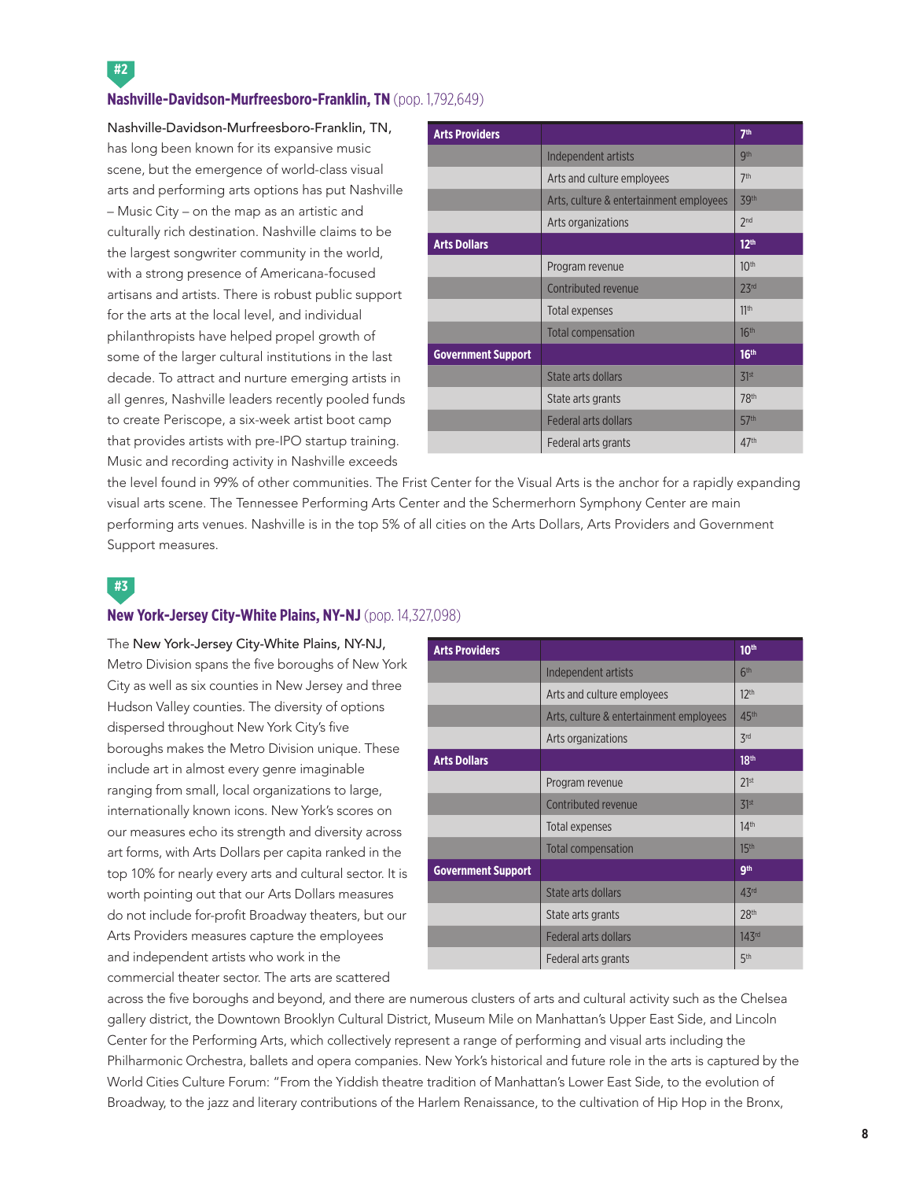#2

## Nashville-Davidson-Murfreesboro-Franklin, TN (pop. 1,792,649)

Nashville-Davidson-Murfreesboro-Franklin, TN, has long been known for its expansive music scene, but the emergence of world-class visual arts and performing arts options has put Nashville – Music City – on the map as an artistic and culturally rich destination. Nashville claims to be the largest songwriter community in the world, with a strong presence of Americana-focused artisans and artists. There is robust public support for the arts at the local level, and individual philanthropists have helped propel growth of some of the larger cultural institutions in the last decade. To attract and nurture emerging artists in all genres, Nashville leaders recently pooled funds to create Periscope, a six-week artist boot camp that provides artists with pre-IPO startup training. Music and recording activity in Nashville exceeds the level found in 99% of other communities. The Frist Center for the Visual Arts is the anchor for a rapidly expanding visual arts scene. The Tennessee Performing Arts Center and the Schermerhorn Symphony Center are main performing arts venues. Nashville is in the top 5% of all cities on the Arts Dollars, Arts Providers and Government Support measures.

| Arts Providers | | 7th |
|---|---|---|
| | Independent artists | 9th |
| | Arts and culture employees | 7th |
| | Arts, culture & entertainment employees | 39th |
| | Arts organizations | 2nd |
| **Arts Dollars** | | **12th** |
| | Program revenue | 10th |
| | Contributed revenue | 23rd |
| | Total expenses | 11th |
| | Total compensation | 16th |
| **Government Support** | | **16th** |
| | State arts dollars | 31st |
| | State arts grants | 78th |
| | Federal arts dollars | 57th |
| | Federal arts grants | 47th |

#3

## New York-Jersey City-White Plains, NY-NJ (pop. 14,327,098)

The New York-Jersey City-White Plains, NY-NJ, Metro Division spans the five boroughs of New York City as well as six counties in New Jersey and three Hudson Valley counties. The diversity of options dispersed throughout New York City's five boroughs makes the Metro Division unique. These include art in almost every genre imaginable ranging from small, local organizations to large, internationally known icons. New York's scores on our measures echo its strength and diversity across art forms, with Arts Dollars per capita ranked in the top 10% for nearly every arts and cultural sector. It is worth pointing out that our Arts Dollars measures do not include for-profit Broadway theaters, but our Arts Providers measures capture the employees and independent artists who work in the commercial theater sector. The arts are scattered across the five boroughs and beyond, and there are numerous clusters of arts and cultural activity such as the Chelsea gallery district, the Downtown Brooklyn Cultural District, Museum Mile on Manhattan's Upper East Side, and Lincoln Center for the Performing Arts, which collectively represent a range of performing and visual arts including the Philharmonic Orchestra, ballets and opera companies. New York's historical and future role in the arts is captured by the World Cities Culture Forum: "From the Yiddish theatre tradition of Manhattan's Lower East Side, to the evolution of Broadway, to the jazz and literary contributions of the Harlem Renaissance, to the cultivation of Hip Hop in the Bronx,

| Arts Providers | | 10th |
|---|---|---|
| | Independent artists | 6th |
| | Arts and culture employees | 12th |
| | Arts, culture & entertainment employees | 45th |
| | Arts organizations | 3rd |
| **Arts Dollars** | | **18th** |
| | Program revenue | 21st |
| | Contributed revenue | 31st |
| | Total expenses | 14th |
| | Total compensation | 15th |
| **Government Support** | | **9th** |
| | State arts dollars | 43rd |
| | State arts grants | 28th |
| | Federal arts dollars | 143rd |
| | Federal arts grants | 5th |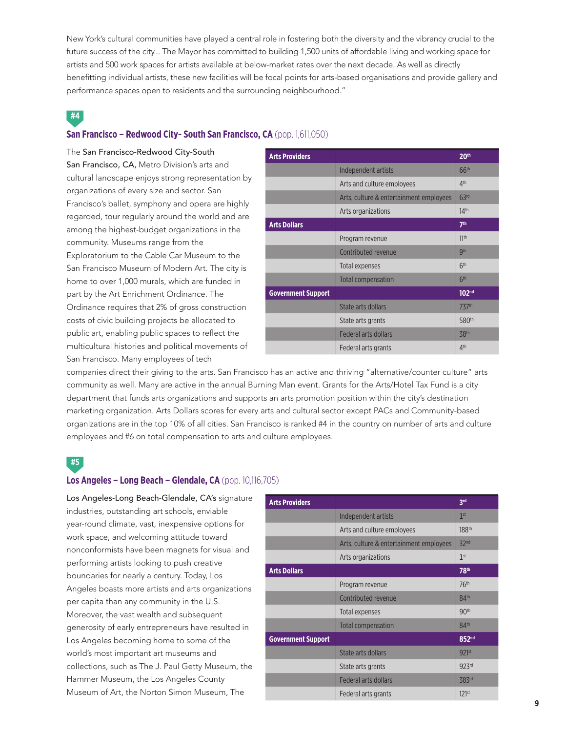New York's cultural communities have played a central role in fostering both the diversity and the vibrancy crucial to the future success of the city... The Mayor has committed to building 1,500 units of affordable living and working space for artists and 500 work spaces for artists available at below-market rates over the next decade. As well as directly benefitting individual artists, these new facilities will be focal points for arts-based organisations and provide gallery and performance spaces open to residents and the surrounding neighbourhood."

#4

## San Francisco – Redwood City- South San Francisco, CA (pop. 1,611,050)

| Arts Providers | | 20th |
|---|---|---|
| | Independent artists | 66th |
| | Arts and culture employees | 4th |
| | Arts, culture & entertainment employees | 63rd |
| | Arts organizations | 14th |
| **Arts Dollars** | | **7th** |
| | Program revenue | 11th |
| | Contributed revenue | 9th |
| | Total expenses | 6th |
| | Total compensation | 6th |
| **Government Support** | | **102nd** |
| | State arts dollars | 737th |
| | State arts grants | 580th |
| | Federal arts dollars | 38th |
| | Federal arts grants | 4th |

The San Francisco-Redwood City-South San Francisco, CA, Metro Division's arts and cultural landscape enjoys strong representation by organizations of every size and sector. San Francisco's ballet, symphony and opera are highly regarded, tour regularly around the world and are among the highest-budget organizations in the community. Museums range from the Exploratorium to the Cable Car Museum to the San Francisco Museum of Modern Art. The city is home to over 1,000 murals, which are funded in part by the Art Enrichment Ordinance. The Ordinance requires that 2% of gross construction costs of civic building projects be allocated to public art, enabling public spaces to reflect the multicultural histories and political movements of San Francisco. Many employees of tech companies direct their giving to the arts. San Francisco has an active and thriving "alternative/counter culture" arts community as well. Many are active in the annual Burning Man event. Grants for the Arts/Hotel Tax Fund is a city department that funds arts organizations and supports an arts promotion position within the city's destination marketing organization. Arts Dollars scores for every arts and cultural sector except PACs and Community-based organizations are in the top 10% of all cities. San Francisco is ranked #4 in the country on number of arts and culture employees and #6 on total compensation to arts and culture employees.

#5

## Los Angeles – Long Beach – Glendale, CA (pop. 10,116,705)

| Arts Providers | | 3rd |
|---|---|---|
| | Independent artists | 1st |
| | Arts and culture employees | 188th |
| | Arts, culture & entertainment employees | 32nd |
| | Arts organizations | 1st |
| **Arts Dollars** | | **78th** |
| | Program revenue | 76th |
| | Contributed revenue | 84th |
| | Total expenses | 90th |
| | Total compensation | 84th |
| **Government Support** | | **852nd** |
| | State arts dollars | 921st |
| | State arts grants | 923rd |
| | Federal arts dollars | 383rd |
| | Federal arts grants | 121st |

Los Angeles-Long Beach-Glendale, CA's signature industries, outstanding art schools, enviable year-round climate, vast, inexpensive options for work space, and welcoming attitude toward nonconformists have been magnets for visual and performing artists looking to push creative boundaries for nearly a century. Today, Los Angeles boasts more artists and arts organizations per capita than any community in the U.S. Moreover, the vast wealth and subsequent generosity of early entrepreneurs have resulted in Los Angeles becoming home to some of the world's most important art museums and collections, such as The J. Paul Getty Museum, the Hammer Museum, the Los Angeles County Museum of Art, the Norton Simon Museum, The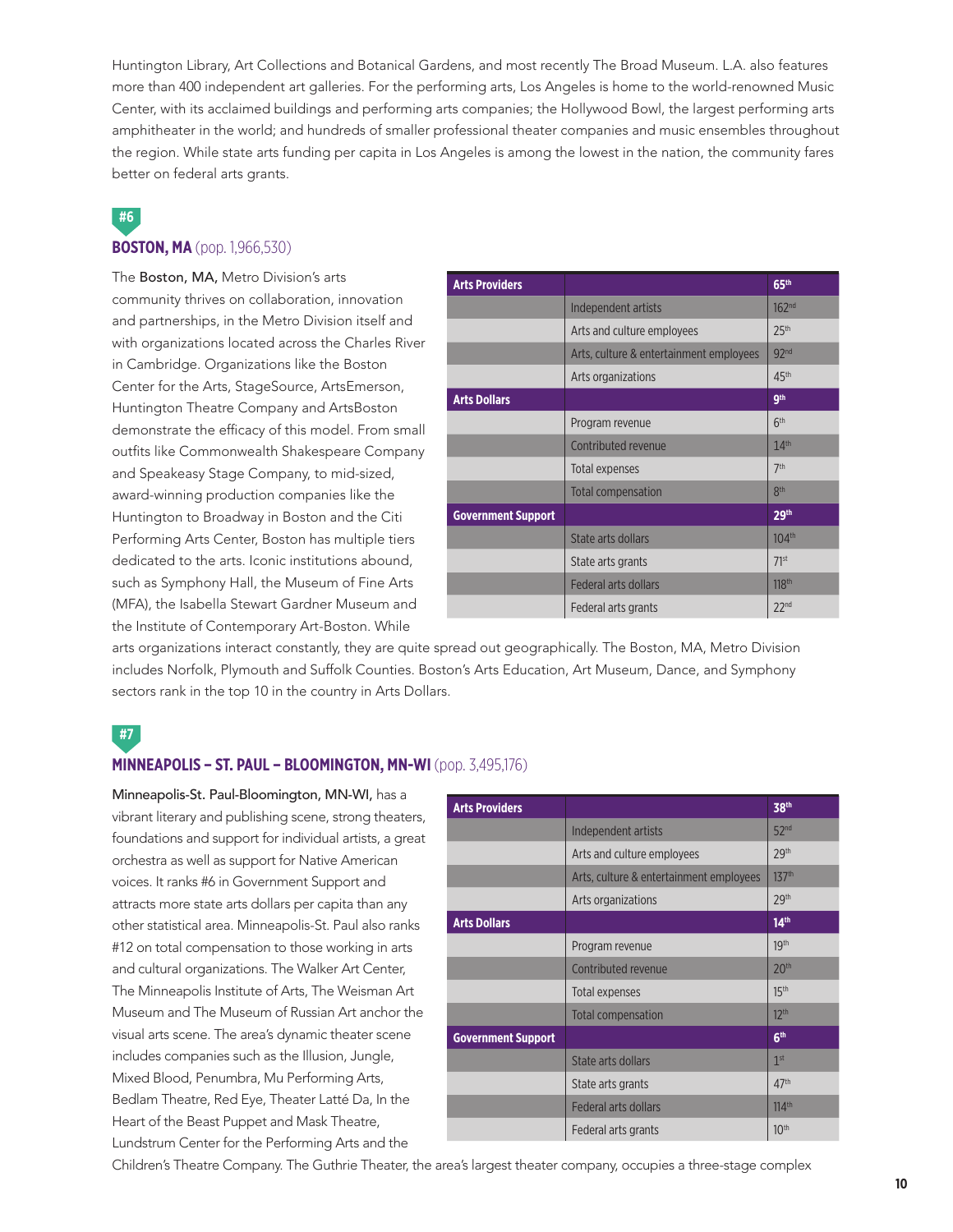Huntington Library, Art Collections and Botanical Gardens, and most recently The Broad Museum. L.A. also features more than 400 independent art galleries. For the performing arts, Los Angeles is home to the world-renowned Music Center, with its acclaimed buildings and performing arts companies; the Hollywood Bowl, the largest performing arts amphitheater in the world; and hundreds of smaller professional theater companies and music ensembles throughout the region. While state arts funding per capita in Los Angeles is among the lowest in the nation, the community fares better on federal arts grants.

## #6 BOSTON, MA (pop. 1,966,530)

The **Boston, MA,** Metro Division's arts community thrives on collaboration, innovation and partnerships, in the Metro Division itself and with organizations located across the Charles River in Cambridge. Organizations like the Boston Center for the Arts, StageSource, ArtsEmerson, Huntington Theatre Company and ArtsBoston demonstrate the efficacy of this model. From small outfits like Commonwealth Shakespeare Company and Speakeasy Stage Company, to mid-sized, award-winning production companies like the Huntington to Broadway in Boston and the Citi Performing Arts Center, Boston has multiple tiers dedicated to the arts. Iconic institutions abound, such as Symphony Hall, the Museum of Fine Arts (MFA), the Isabella Stewart Gardner Museum and the Institute of Contemporary Art-Boston. While arts organizations interact constantly, they are quite spread out geographically. The Boston, MA, Metro Division includes Norfolk, Plymouth and Suffolk Counties. Boston's Arts Education, Art Museum, Dance, and Symphony sectors rank in the top 10 in the country in Arts Dollars.

| **Arts Providers** | | **65th** |
|---|---|---|
| | Independent artists | 162nd |
| | Arts and culture employees | 25th |
| | Arts, culture & entertainment employees | 92nd |
| | Arts organizations | 45th |
| **Arts Dollars** | | **9th** |
| | Program revenue | 6th |
| | Contributed revenue | 14th |
| | Total expenses | 7th |
| | Total compensation | 8th |
| **Government Support** | | **29th** |
| | State arts dollars | 104th |
| | State arts grants | 71st |
| | Federal arts dollars | 118th |
| | Federal arts grants | 22nd |

## #7 MINNEAPOLIS – ST. PAUL – BLOOMINGTON, MN-WI (pop. 3,495,176)

**Minneapolis-St. Paul-Bloomington, MN-WI,** has a vibrant literary and publishing scene, strong theaters, foundations and support for individual artists, a great orchestra as well as support for Native American voices. It ranks #6 in Government Support and attracts more state arts dollars per capita than any other statistical area. Minneapolis-St. Paul also ranks #12 on total compensation to those working in arts and cultural organizations. The Walker Art Center, The Minneapolis Institute of Arts, The Weisman Art Museum and The Museum of Russian Art anchor the visual arts scene. The area's dynamic theater scene includes companies such as the Illusion, Jungle, Mixed Blood, Penumbra, Mu Performing Arts, Bedlam Theatre, Red Eye, Theater Latté Da, In the Heart of the Beast Puppet and Mask Theatre, Lundstrum Center for the Performing Arts and the Children's Theatre Company. The Guthrie Theater, the area's largest theater company, occupies a three-stage complex

| **Arts Providers** | | **38th** |
|---|---|---|
| | Independent artists | 52nd |
| | Arts and culture employees | 29th |
| | Arts, culture & entertainment employees | 137th |
| | Arts organizations | 29th |
| **Arts Dollars** | | **14th** |
| | Program revenue | 19th |
| | Contributed revenue | 20th |
| | Total expenses | 15th |
| | Total compensation | 12th |
| **Government Support** | | **6th** |
| | State arts dollars | 1st |
| | State arts grants | 47th |
| | Federal arts dollars | 114th |
| | Federal arts grants | 10th |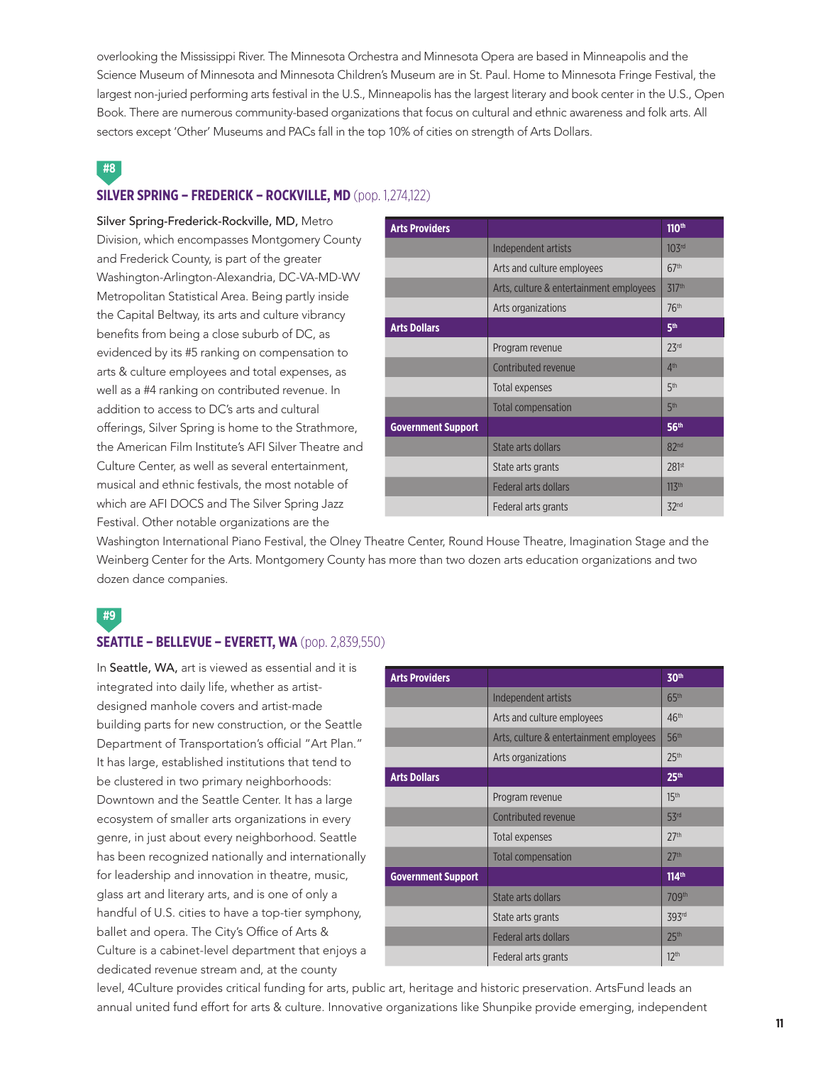overlooking the Mississippi River. The Minnesota Orchestra and Minnesota Opera are based in Minneapolis and the Science Museum of Minnesota and Minnesota Children's Museum are in St. Paul. Home to Minnesota Fringe Festival, the largest non-juried performing arts festival in the U.S., Minneapolis has the largest literary and book center in the U.S., Open Book. There are numerous community-based organizations that focus on cultural and ethnic awareness and folk arts. All sectors except 'Other' Museums and PACs fall in the top 10% of cities on strength of Arts Dollars.

#8

## SILVER SPRING – FREDERICK – ROCKVILLE, MD (pop. 1,274,122)

Silver Spring-Frederick-Rockville, MD, Metro Division, which encompasses Montgomery County and Frederick County, is part of the greater Washington-Arlington-Alexandria, DC-VA-MD-WV Metropolitan Statistical Area. Being partly inside the Capital Beltway, its arts and culture vibrancy benefits from being a close suburb of DC, as evidenced by its #5 ranking on compensation to arts & culture employees and total expenses, as well as a #4 ranking on contributed revenue. In addition to access to DC's arts and cultural offerings, Silver Spring is home to the Strathmore, the American Film Institute's AFI Silver Theatre and Culture Center, as well as several entertainment, musical and ethnic festivals, the most notable of which are AFI DOCS and The Silver Spring Jazz Festival. Other notable organizations are the Washington International Piano Festival, the Olney Theatre Center, Round House Theatre, Imagination Stage and the Weinberg Center for the Arts. Montgomery County has more than two dozen arts education organizations and two dozen dance companies.

| Arts Providers | | 110th |
|---|---|---|
| | Independent artists | 103rd |
| | Arts and culture employees | 67th |
| | Arts, culture & entertainment employees | 317th |
| | Arts organizations | 76th |
| **Arts Dollars** | | **5th** |
| | Program revenue | 23rd |
| | Contributed revenue | 4th |
| | Total expenses | 5th |
| | Total compensation | 5th |
| **Government Support** | | **56th** |
| | State arts dollars | 82nd |
| | State arts grants | 281st |
| | Federal arts dollars | 113th |
| | Federal arts grants | 32nd |

#9

## SEATTLE – BELLEVUE – EVERETT, WA (pop. 2,839,550)

In Seattle, WA, art is viewed as essential and it is integrated into daily life, whether as artist-designed manhole covers and artist-made building parts for new construction, or the Seattle Department of Transportation's official "Art Plan." It has large, established institutions that tend to be clustered in two primary neighborhoods: Downtown and the Seattle Center. It has a large ecosystem of smaller arts organizations in every genre, in just about every neighborhood. Seattle has been recognized nationally and internationally for leadership and innovation in theatre, music, glass art and literary arts, and is one of only a handful of U.S. cities to have a top-tier symphony, ballet and opera. The City's Office of Arts & Culture is a cabinet-level department that enjoys a dedicated revenue stream and, at the county level, 4Culture provides critical funding for arts, public art, heritage and historic preservation. ArtsFund leads an annual united fund effort for arts & culture. Innovative organizations like Shunpike provide emerging, independent

| Arts Providers | | 30th |
|---|---|---|
| | Independent artists | 65th |
| | Arts and culture employees | 46th |
| | Arts, culture & entertainment employees | 56th |
| | Arts organizations | 25th |
| **Arts Dollars** | | **25th** |
| | Program revenue | 15th |
| | Contributed revenue | 53rd |
| | Total expenses | 27th |
| | Total compensation | 27th |
| **Government Support** | | **114th** |
| | State arts dollars | 709th |
| | State arts grants | 393rd |
| | Federal arts dollars | 25th |
| | Federal arts grants | 12th |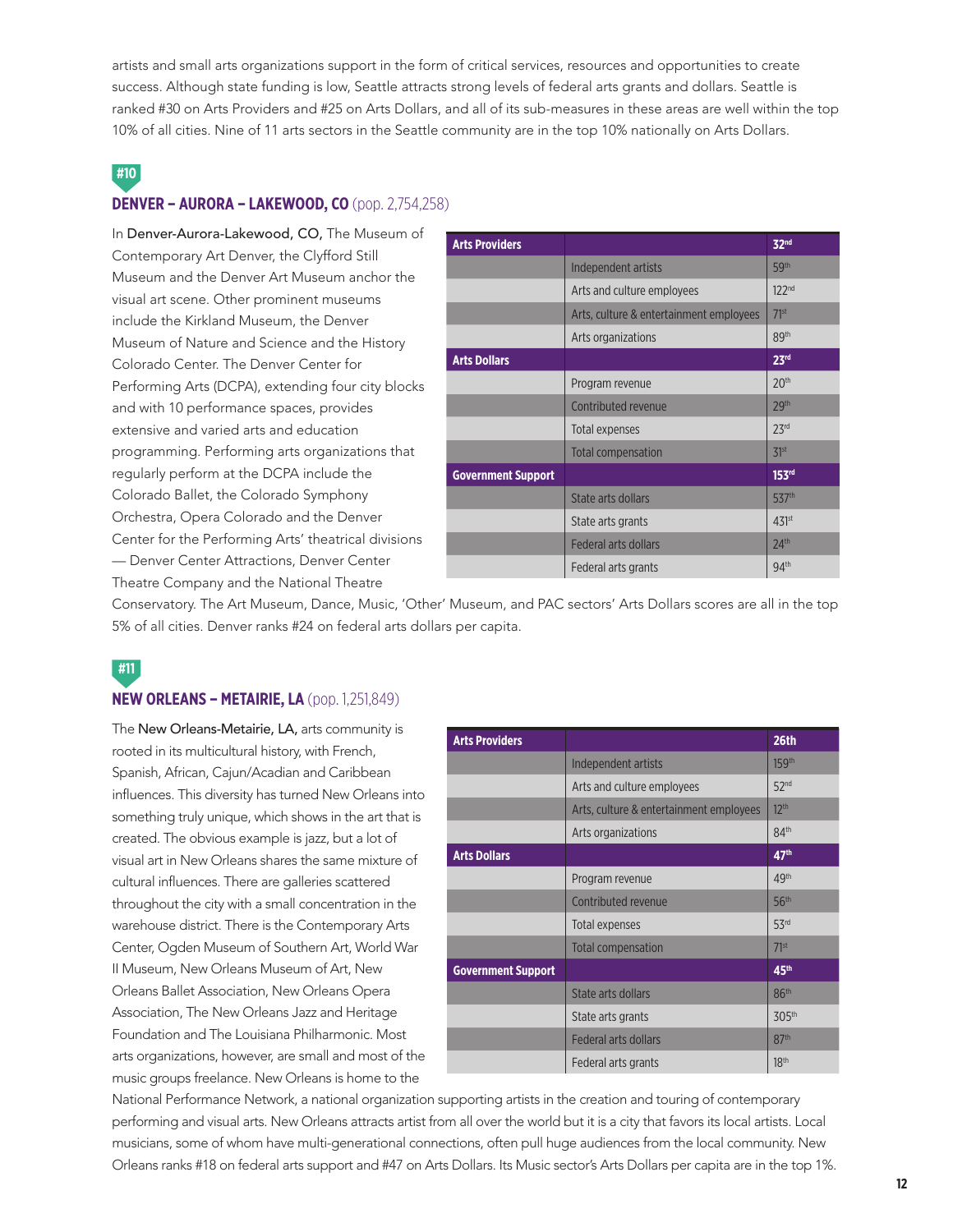artists and small arts organizations support in the form of critical services, resources and opportunities to create success. Although state funding is low, Seattle attracts strong levels of federal arts grants and dollars. Seattle is ranked #30 on Arts Providers and #25 on Arts Dollars, and all of its sub-measures in these areas are well within the top 10% of all cities. Nine of 11 arts sectors in the Seattle community are in the top 10% nationally on Arts Dollars.

#10

## DENVER – AURORA – LAKEWOOD, CO (pop. 2,754,258)

In Denver-Aurora-Lakewood, CO, The Museum of Contemporary Art Denver, the Clyfford Still Museum and the Denver Art Museum anchor the visual art scene. Other prominent museums include the Kirkland Museum, the Denver Museum of Nature and Science and the History Colorado Center. The Denver Center for Performing Arts (DCPA), extending four city blocks and with 10 performance spaces, provides extensive and varied arts and education programming. Performing arts organizations that regularly perform at the DCPA include the Colorado Ballet, the Colorado Symphony Orchestra, Opera Colorado and the Denver Center for the Performing Arts' theatrical divisions — Denver Center Attractions, Denver Center Theatre Company and the National Theatre Conservatory. The Art Museum, Dance, Music, 'Other' Museum, and PAC sectors' Arts Dollars scores are all in the top 5% of all cities. Denver ranks #24 on federal arts dollars per capita.

| Arts Providers | | 32nd |
|---|---|---|
| | Independent artists | 59th |
| | Arts and culture employees | 122nd |
| | Arts, culture & entertainment employees | 71st |
| | Arts organizations | 89th |
| **Arts Dollars** | | **23rd** |
| | Program revenue | 20th |
| | Contributed revenue | 29th |
| | Total expenses | 23rd |
| | Total compensation | 31st |
| **Government Support** | | **153rd** |
| | State arts dollars | 537th |
| | State arts grants | 431st |
| | Federal arts dollars | 24th |
| | Federal arts grants | 94th |

#11

## NEW ORLEANS – METAIRIE, LA (pop. 1,251,849)

The New Orleans-Metairie, LA, arts community is rooted in its multicultural history, with French, Spanish, African, Cajun/Acadian and Caribbean influences. This diversity has turned New Orleans into something truly unique, which shows in the art that is created. The obvious example is jazz, but a lot of visual art in New Orleans shares the same mixture of cultural influences. There are galleries scattered throughout the city with a small concentration in the warehouse district. There is the Contemporary Arts Center, Ogden Museum of Southern Art, World War II Museum, New Orleans Museum of Art, New Orleans Ballet Association, New Orleans Opera Association, The New Orleans Jazz and Heritage Foundation and The Louisiana Philharmonic. Most arts organizations, however, are small and most of the music groups freelance. New Orleans is home to the National Performance Network, a national organization supporting artists in the creation and touring of contemporary performing and visual arts. New Orleans attracts artist from all over the world but it is a city that favors its local artists. Local musicians, some of whom have multi-generational connections, often pull huge audiences from the local community. New Orleans ranks #18 on federal arts support and #47 on Arts Dollars. Its Music sector's Arts Dollars per capita are in the top 1%.

| Arts Providers | | 26th |
|---|---|---|
| | Independent artists | 159th |
| | Arts and culture employees | 52nd |
| | Arts, culture & entertainment employees | 12th |
| | Arts organizations | 84th |
| **Arts Dollars** | | **47th** |
| | Program revenue | 49th |
| | Contributed revenue | 56th |
| | Total expenses | 53rd |
| | Total compensation | 71st |
| **Government Support** | | **45th** |
| | State arts dollars | 86th |
| | State arts grants | 305th |
| | Federal arts dollars | 87th |
| | Federal arts grants | 18th |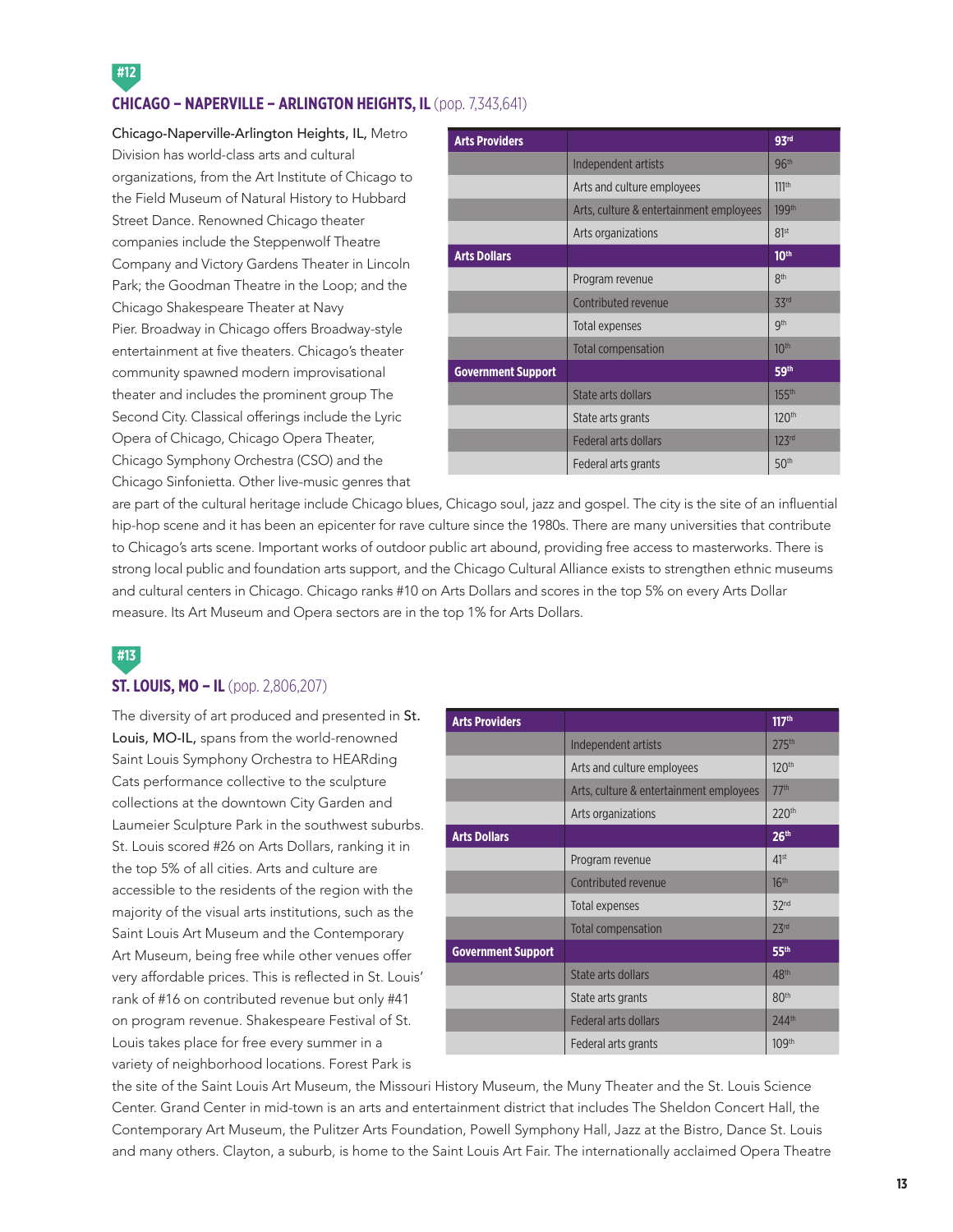#12

## CHICAGO – NAPERVILLE – ARLINGTON HEIGHTS, IL (pop. 7,343,641)

Chicago-Naperville-Arlington Heights, IL, Metro Division has world-class arts and cultural organizations, from the Art Institute of Chicago to the Field Museum of Natural History to Hubbard Street Dance. Renowned Chicago theater companies include the Steppenwolf Theatre Company and Victory Gardens Theater in Lincoln Park; the Goodman Theatre in the Loop; and the Chicago Shakespeare Theater at Navy Pier. Broadway in Chicago offers Broadway-style entertainment at five theaters. Chicago's theater community spawned modern improvisational theater and includes the prominent group The Second City. Classical offerings include the Lyric Opera of Chicago, Chicago Opera Theater, Chicago Symphony Orchestra (CSO) and the Chicago Sinfonietta. Other live-music genres that are part of the cultural heritage include Chicago blues, Chicago soul, jazz and gospel. The city is the site of an influential hip-hop scene and it has been an epicenter for rave culture since the 1980s. There are many universities that contribute to Chicago's arts scene. Important works of outdoor public art abound, providing free access to masterworks. There is strong local public and foundation arts support, and the Chicago Cultural Alliance exists to strengthen ethnic museums and cultural centers in Chicago. Chicago ranks #10 on Arts Dollars and scores in the top 5% on every Arts Dollar measure. Its Art Museum and Opera sectors are in the top 1% for Arts Dollars.

| **Arts Providers** | | **93rd** |
|---|---|---|
| | Independent artists | 96th |
| | Arts and culture employees | 111th |
| | Arts, culture & entertainment employees | 199th |
| | Arts organizations | 81st |
| **Arts Dollars** | | **10th** |
| | Program revenue | 8th |
| | Contributed revenue | 33rd |
| | Total expenses | 9th |
| | Total compensation | 10th |
| **Government Support** | | **59th** |
| | State arts dollars | 155th |
| | State arts grants | 120th |
| | Federal arts dollars | 123rd |
| | Federal arts grants | 50th |

#13

## ST. LOUIS, MO – IL (pop. 2,806,207)

The diversity of art produced and presented in **St. Louis, MO-IL,** spans from the world-renowned Saint Louis Symphony Orchestra to HEARding Cats performance collective to the sculpture collections at the downtown City Garden and Laumeier Sculpture Park in the southwest suburbs. St. Louis scored #26 on Arts Dollars, ranking it in the top 5% of all cities. Arts and culture are accessible to the residents of the region with the majority of the visual arts institutions, such as the Saint Louis Art Museum and the Contemporary Art Museum, being free while other venues offer very affordable prices. This is reflected in St. Louis' rank of #16 on contributed revenue but only #41 on program revenue. Shakespeare Festival of St. Louis takes place for free every summer in a variety of neighborhood locations. Forest Park is the site of the Saint Louis Art Museum, the Missouri History Museum, the Muny Theater and the St. Louis Science Center. Grand Center in mid-town is an arts and entertainment district that includes The Sheldon Concert Hall, the Contemporary Art Museum, the Pulitzer Arts Foundation, Powell Symphony Hall, Jazz at the Bistro, Dance St. Louis and many others. Clayton, a suburb, is home to the Saint Louis Art Fair. The internationally acclaimed Opera Theatre

| **Arts Providers** | | **117th** |
|---|---|---|
| | Independent artists | 275th |
| | Arts and culture employees | 120th |
| | Arts, culture & entertainment employees | 77th |
| | Arts organizations | 220th |
| **Arts Dollars** | | **26th** |
| | Program revenue | 41st |
| | Contributed revenue | 16th |
| | Total expenses | 32nd |
| | Total compensation | 23rd |
| **Government Support** | | **55th** |
| | State arts dollars | 48th |
| | State arts grants | 80th |
| | Federal arts dollars | 244th |
| | Federal arts grants | 109th |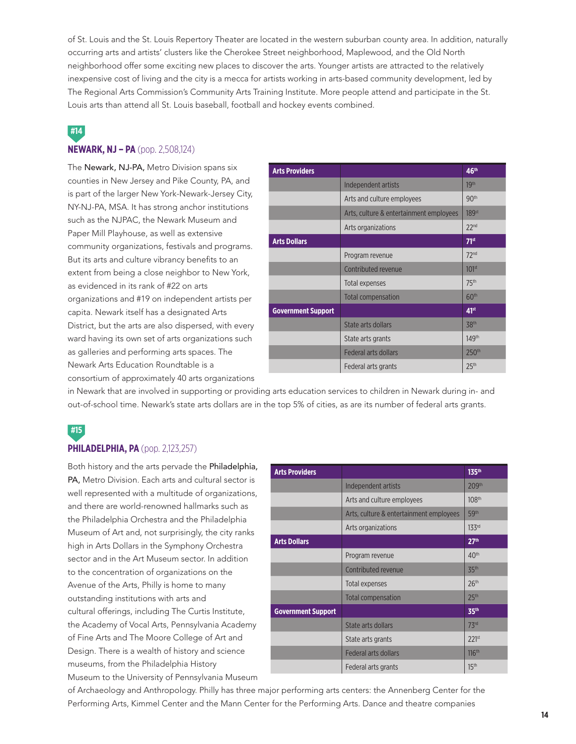of St. Louis and the St. Louis Repertory Theater are located in the western suburban county area. In addition, naturally occurring arts and artists' clusters like the Cherokee Street neighborhood, Maplewood, and the Old North neighborhood offer some exciting new places to discover the arts. Younger artists are attracted to the relatively inexpensive cost of living and the city is a mecca for artists working in arts-based community development, led by The Regional Arts Commission's Community Arts Training Institute. More people attend and participate in the St. Louis arts than attend all St. Louis baseball, football and hockey events combined.

#14

## NEWARK, NJ – PA (pop. 2,508,124)

| Arts Providers | | 46th |
|---|---|---|
| | Independent artists | 19th |
| | Arts and culture employees | 90th |
| | Arts, culture & entertainment employees | 189st |
| | Arts organizations | 22nd |
| **Arts Dollars** | | **71st** |
| | Program revenue | 72nd |
| | Contributed revenue | 101st |
| | Total expenses | 75th |
| | Total compensation | 60th |
| **Government Support** | | **41st** |
| | State arts dollars | 38th |
| | State arts grants | 149th |
| | Federal arts dollars | 250th |
| | Federal arts grants | 25th |

The **Newark, NJ-PA,** Metro Division spans six counties in New Jersey and Pike County, PA, and is part of the larger New York-Newark-Jersey City, NY-NJ-PA, MSA. It has strong anchor institutions such as the NJPAC, the Newark Museum and Paper Mill Playhouse, as well as extensive community organizations, festivals and programs. But its arts and culture vibrancy benefits to an extent from being a close neighbor to New York, as evidenced in its rank of #22 on arts organizations and #19 on independent artists per capita. Newark itself has a designated Arts District, but the arts are also dispersed, with every ward having its own set of arts organizations such as galleries and performing arts spaces. The Newark Arts Education Roundtable is a consortium of approximately 40 arts organizations in Newark that are involved in supporting or providing arts education services to children in Newark during in- and out-of-school time. Newark's state arts dollars are in the top 5% of cities, as are its number of federal arts grants.

#15

## PHILADELPHIA, PA (pop. 2,123,257)

| Arts Providers | | 135th |
|---|---|---|
| | Independent artists | 209th |
| | Arts and culture employees | 108th |
| | Arts, culture & entertainment employees | 59th |
| | Arts organizations | 133rd |
| **Arts Dollars** | | **27th** |
| | Program revenue | 40th |
| | Contributed revenue | 35th |
| | Total expenses | 26th |
| | Total compensation | 25th |
| **Government Support** | | **35th** |
| | State arts dollars | 73rd |
| | State arts grants | 221st |
| | Federal arts dollars | 116th |
| | Federal arts grants | 15th |

Both history and the arts pervade the **Philadelphia, PA,** Metro Division. Each arts and cultural sector is well represented with a multitude of organizations, and there are world-renowned hallmarks such as the Philadelphia Orchestra and the Philadelphia Museum of Art and, not surprisingly, the city ranks high in Arts Dollars in the Symphony Orchestra sector and in the Art Museum sector. In addition to the concentration of organizations on the Avenue of the Arts, Philly is home to many outstanding institutions with arts and cultural offerings, including The Curtis Institute, the Academy of Vocal Arts, Pennsylvania Academy of Fine Arts and The Moore College of Art and Design. There is a wealth of history and science museums, from the Philadelphia History Museum to the University of Pennsylvania Museum of Archaeology and Anthropology. Philly has three major performing arts centers: the Annenberg Center for the Performing Arts, Kimmel Center and the Mann Center for the Performing Arts. Dance and theatre companies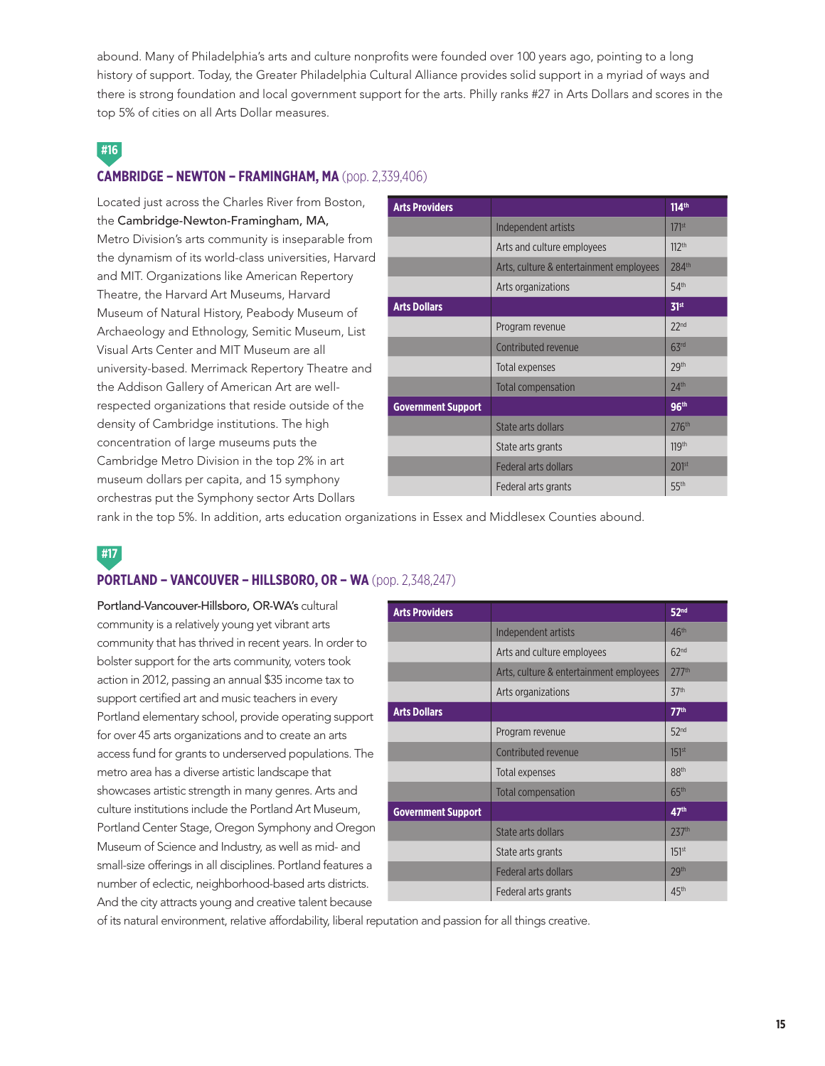abound. Many of Philadelphia's arts and culture nonprofits were founded over 100 years ago, pointing to a long history of support. Today, the Greater Philadelphia Cultural Alliance provides solid support in a myriad of ways and there is strong foundation and local government support for the arts. Philly ranks #27 in Arts Dollars and scores in the top 5% of cities on all Arts Dollar measures.

#16

## CAMBRIDGE – NEWTON – FRAMINGHAM, MA (pop. 2,339,406)

Located just across the Charles River from Boston, the Cambridge-Newton-Framingham, MA, Metro Division's arts community is inseparable from the dynamism of its world-class universities, Harvard and MIT. Organizations like American Repertory Theatre, the Harvard Art Museums, Harvard Museum of Natural History, Peabody Museum of Archaeology and Ethnology, Semitic Museum, List Visual Arts Center and MIT Museum are all university-based. Merrimack Repertory Theatre and the Addison Gallery of American Art are well-respected organizations that reside outside of the density of Cambridge institutions. The high concentration of large museums puts the Cambridge Metro Division in the top 2% in art museum dollars per capita, and 15 symphony orchestras put the Symphony sector Arts Dollars rank in the top 5%. In addition, arts education organizations in Essex and Middlesex Counties abound.

| Arts Providers | | 114th |
|---|---|---|
| | Independent artists | 171st |
| | Arts and culture employees | 112th |
| | Arts, culture & entertainment employees | 284th |
| | Arts organizations | 54th |
| **Arts Dollars** | | **31st** |
| | Program revenue | 22nd |
| | Contributed revenue | 63rd |
| | Total expenses | 29th |
| | Total compensation | 24th |
| **Government Support** | | **96th** |
| | State arts dollars | 276th |
| | State arts grants | 119th |
| | Federal arts dollars | 201st |
| | Federal arts grants | 55th |

#17

## PORTLAND – VANCOUVER – HILLSBORO, OR – WA (pop. 2,348,247)

Portland-Vancouver-Hillsboro, OR-WA's cultural community is a relatively young yet vibrant arts community that has thrived in recent years. In order to bolster support for the arts community, voters took action in 2012, passing an annual $35 income tax to support certified art and music teachers in every Portland elementary school, provide operating support for over 45 arts organizations and to create an arts access fund for grants to underserved populations. The metro area has a diverse artistic landscape that showcases artistic strength in many genres. Arts and culture institutions include the Portland Art Museum, Portland Center Stage, Oregon Symphony and Oregon Museum of Science and Industry, as well as mid- and small-size offerings in all disciplines. Portland features a number of eclectic, neighborhood-based arts districts. And the city attracts young and creative talent because of its natural environment, relative affordability, liberal reputation and passion for all things creative.

| Arts Providers | | 52nd |
|---|---|---|
| | Independent artists | 46th |
| | Arts and culture employees | 62nd |
| | Arts, culture & entertainment employees | 277th |
| | Arts organizations | 37th |
| **Arts Dollars** | | **77th** |
| | Program revenue | 52nd |
| | Contributed revenue | 151st |
| | Total expenses | 88th |
| | Total compensation | 65th |
| **Government Support** | | **47th** |
| | State arts dollars | 237th |
| | State arts grants | 151st |
| | Federal arts dollars | 29th |
| | Federal arts grants | 45th |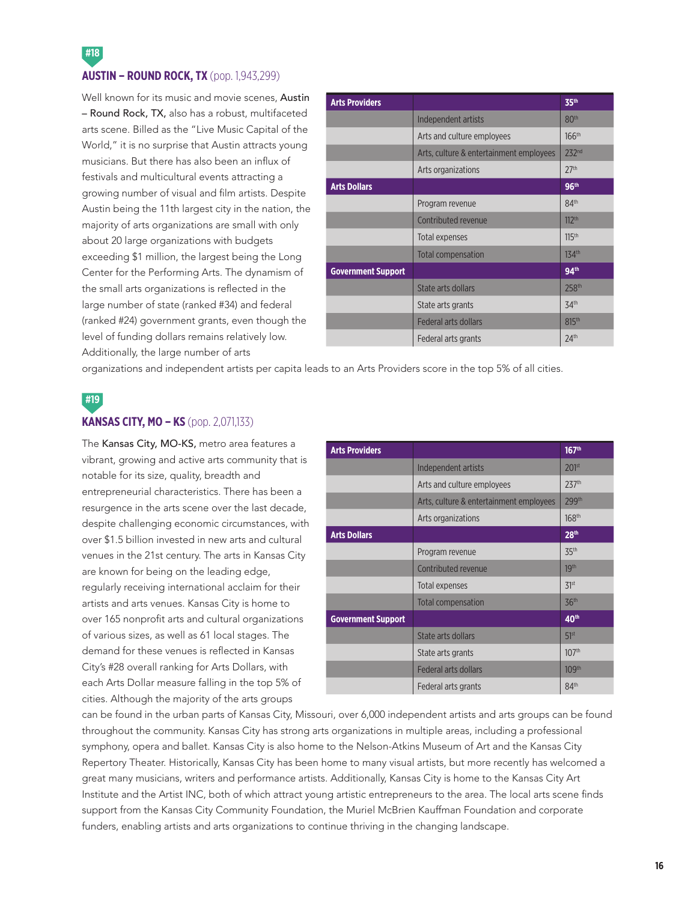#18

## AUSTIN – ROUND ROCK, TX (pop. 1,943,299)

Well known for its music and movie scenes, Austin – Round Rock, TX, also has a robust, multifaceted arts scene. Billed as the "Live Music Capital of the World," it is no surprise that Austin attracts young musicians. But there has also been an influx of festivals and multicultural events attracting a growing number of visual and film artists. Despite Austin being the 11th largest city in the nation, the majority of arts organizations are small with only about 20 large organizations with budgets exceeding $1 million, the largest being the Long Center for the Performing Arts. The dynamism of the small arts organizations is reflected in the large number of state (ranked #34) and federal (ranked #24) government grants, even though the level of funding dollars remains relatively low. Additionally, the large number of arts organizations and independent artists per capita leads to an Arts Providers score in the top 5% of all cities.

| **Arts Providers** | | **35th** |
|---|---|---|
| | Independent artists | 80th |
| | Arts and culture employees | 166th |
| | Arts, culture & entertainment employees | 232nd |
| | Arts organizations | 27th |
| **Arts Dollars** | | **96th** |
| | Program revenue | 84th |
| | Contributed revenue | 112th |
| | Total expenses | 115th |
| | Total compensation | 134th |
| **Government Support** | | **94th** |
| | State arts dollars | 258th |
| | State arts grants | 34th |
| | Federal arts dollars | 815th |
| | Federal arts grants | 24th |

#19

## KANSAS CITY, MO – KS (pop. 2,071,133)

The Kansas City, MO-KS, metro area features a vibrant, growing and active arts community that is notable for its size, quality, breadth and entrepreneurial characteristics. There has been a resurgence in the arts scene over the last decade, despite challenging economic circumstances, with over $1.5 billion invested in new arts and cultural venues in the 21st century. The arts in Kansas City are known for being on the leading edge, regularly receiving international acclaim for their artists and arts venues. Kansas City is home to over 165 nonprofit arts and cultural organizations of various sizes, as well as 61 local stages. The demand for these venues is reflected in Kansas City's #28 overall ranking for Arts Dollars, with each Arts Dollar measure falling in the top 5% of cities. Although the majority of the arts groups can be found in the urban parts of Kansas City, Missouri, over 6,000 independent artists and arts groups can be found throughout the community. Kansas City has strong arts organizations in multiple areas, including a professional symphony, opera and ballet. Kansas City is also home to the Nelson-Atkins Museum of Art and the Kansas City Repertory Theater. Historically, Kansas City has been home to many visual artists, but more recently has welcomed a great many musicians, writers and performance artists. Additionally, Kansas City is home to the Kansas City Art Institute and the Artist INC, both of which attract young artistic entrepreneurs to the area. The local arts scene finds support from the Kansas City Community Foundation, the Muriel McBrien Kauffman Foundation and corporate funders, enabling artists and arts organizations to continue thriving in the changing landscape.

| **Arts Providers** | | **167th** |
|---|---|---|
| | Independent artists | 201st |
| | Arts and culture employees | 237th |
| | Arts, culture & entertainment employees | 299th |
| | Arts organizations | 168th |
| **Arts Dollars** | | **28th** |
| | Program revenue | 35th |
| | Contributed revenue | 19th |
| | Total expenses | 31st |
| | Total compensation | 36th |
| **Government Support** | | **40th** |
| | State arts dollars | 51st |
| | State arts grants | 107th |
| | Federal arts dollars | 109th |
| | Federal arts grants | 84th |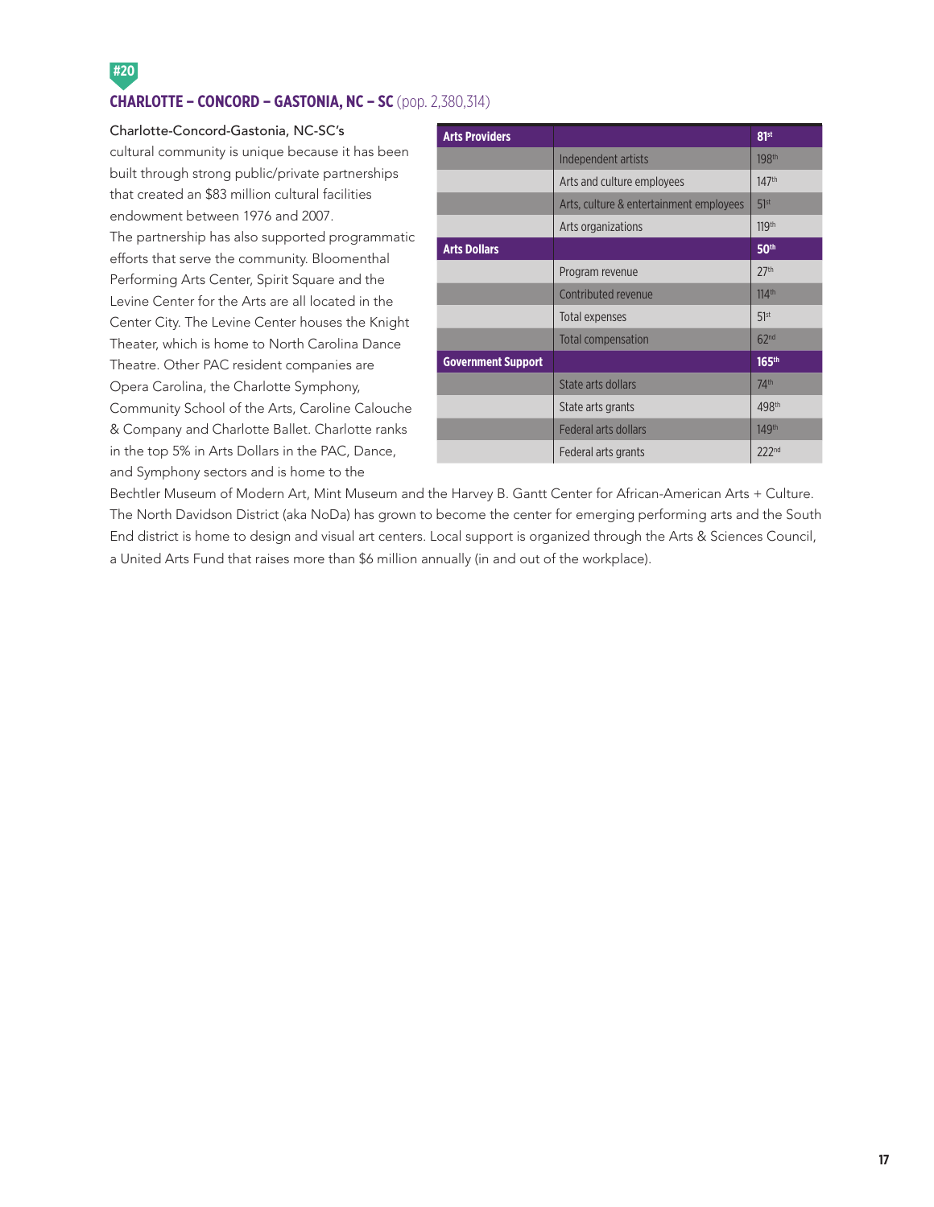#20

## CHARLOTTE – CONCORD – GASTONIA, NC – SC (pop. 2,380,314)

Charlotte-Concord-Gastonia, NC-SC's cultural community is unique because it has been built through strong public/private partnerships that created an $83 million cultural facilities endowment between 1976 and 2007. The partnership has also supported programmatic efforts that serve the community. Bloomenthal Performing Arts Center, Spirit Square and the Levine Center for the Arts are all located in the Center City. The Levine Center houses the Knight Theater, which is home to North Carolina Dance Theatre. Other PAC resident companies are Opera Carolina, the Charlotte Symphony, Community School of the Arts, Caroline Calouche & Company and Charlotte Ballet. Charlotte ranks in the top 5% in Arts Dollars in the PAC, Dance, and Symphony sectors and is home to the Bechtler Museum of Modern Art, Mint Museum and the Harvey B. Gantt Center for African-American Arts + Culture. The North Davidson District (aka NoDa) has grown to become the center for emerging performing arts and the South End district is home to design and visual art centers. Local support is organized through the Arts & Sciences Council, a United Arts Fund that raises more than $6 million annually (in and out of the workplace).

| Arts Providers | | 81st |
|---|---|---|
| | Independent artists | 198th |
| | Arts and culture employees | 147th |
| | Arts, culture & entertainment employees | 51st |
| | Arts organizations | 119th |
| **Arts Dollars** | | **50th** |
| | Program revenue | 27th |
| | Contributed revenue | 114th |
| | Total expenses | 51st |
| | Total compensation | 62nd |
| **Government Support** | | **165th** |
| | State arts dollars | 74th |
| | State arts grants | 498th |
| | Federal arts dollars | 149th |
| | Federal arts grants | 222nd |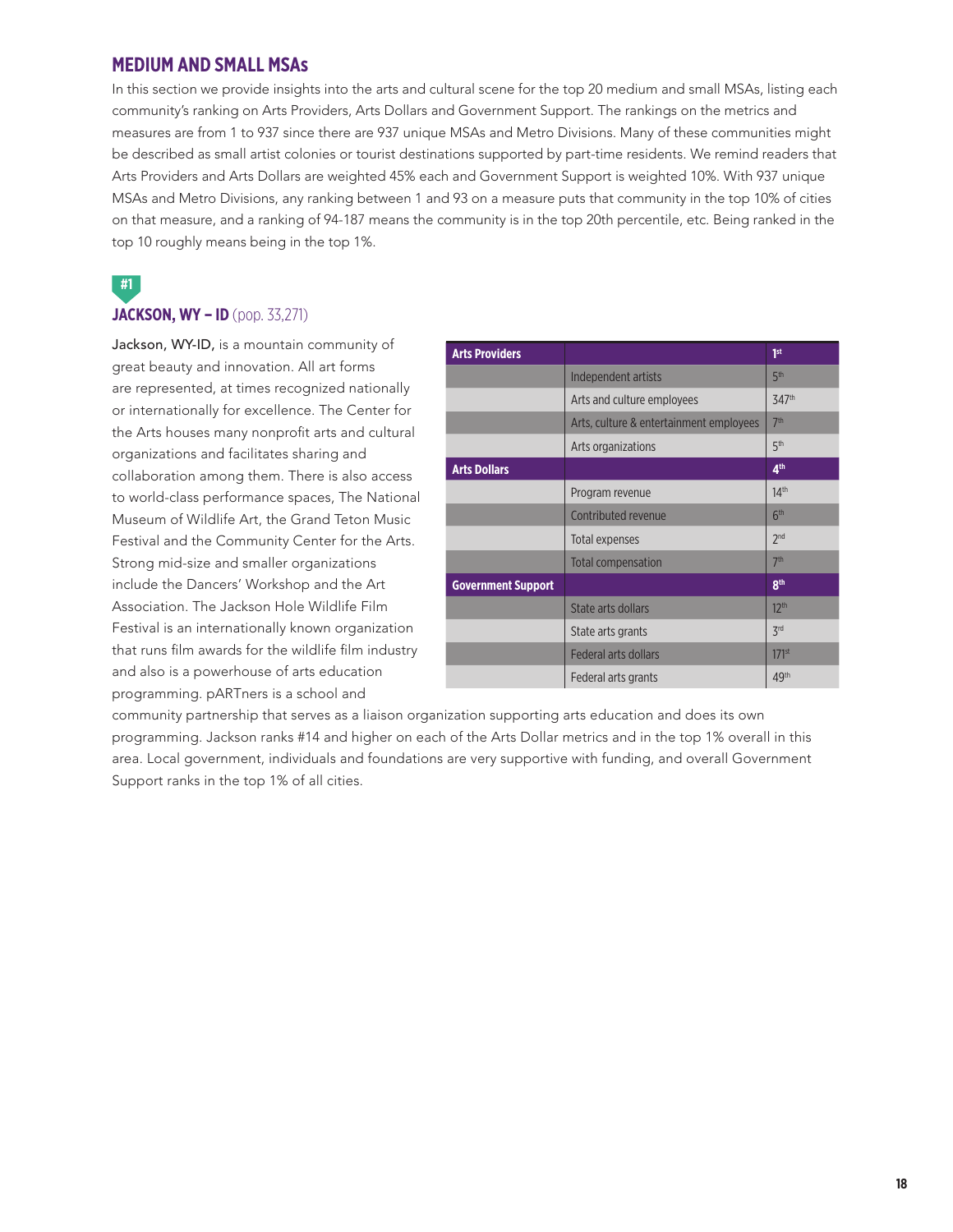## MEDIUM AND SMALL MSAs

In this section we provide insights into the arts and cultural scene for the top 20 medium and small MSAs, listing each community's ranking on Arts Providers, Arts Dollars and Government Support. The rankings on the metrics and measures are from 1 to 937 since there are 937 unique MSAs and Metro Divisions. Many of these communities might be described as small artist colonies or tourist destinations supported by part-time residents. We remind readers that Arts Providers and Arts Dollars are weighted 45% each and Government Support is weighted 10%. With 937 unique MSAs and Metro Divisions, any ranking between 1 and 93 on a measure puts that community in the top 10% of cities on that measure, and a ranking of 94-187 means the community is in the top 20th percentile, etc. Being ranked in the top 10 roughly means being in the top 1%.

**#1**

### JACKSON, WY – ID (pop. 33,271)

Jackson, WY-ID, is a mountain community of great beauty and innovation. All art forms are represented, at times recognized nationally or internationally for excellence. The Center for the Arts houses many nonprofit arts and cultural organizations and facilitates sharing and collaboration among them. There is also access to world-class performance spaces, The National Museum of Wildlife Art, the Grand Teton Music Festival and the Community Center for the Arts. Strong mid-size and smaller organizations include the Dancers' Workshop and the Art Association. The Jackson Hole Wildlife Film Festival is an internationally known organization that runs film awards for the wildlife film industry and also is a powerhouse of arts education programming. pARTners is a school and community partnership that serves as a liaison organization supporting arts education and does its own programming. Jackson ranks #14 and higher on each of the Arts Dollar metrics and in the top 1% overall in this area. Local government, individuals and foundations are very supportive with funding, and overall Government Support ranks in the top 1% of all cities.

| Arts Providers | | 1st |
|---|---|---|
| | Independent artists | 5th |
| | Arts and culture employees | 347th |
| | Arts, culture & entertainment employees | 7th |
| | Arts organizations | 5th |
| **Arts Dollars** | | **4th** |
| | Program revenue | 14th |
| | Contributed revenue | 6th |
| | Total expenses | 2nd |
| | Total compensation | 7th |
| **Government Support** | | **8th** |
| | State arts dollars | 12th |
| | State arts grants | 3rd |
| | Federal arts dollars | 171st |
| | Federal arts grants | 49th |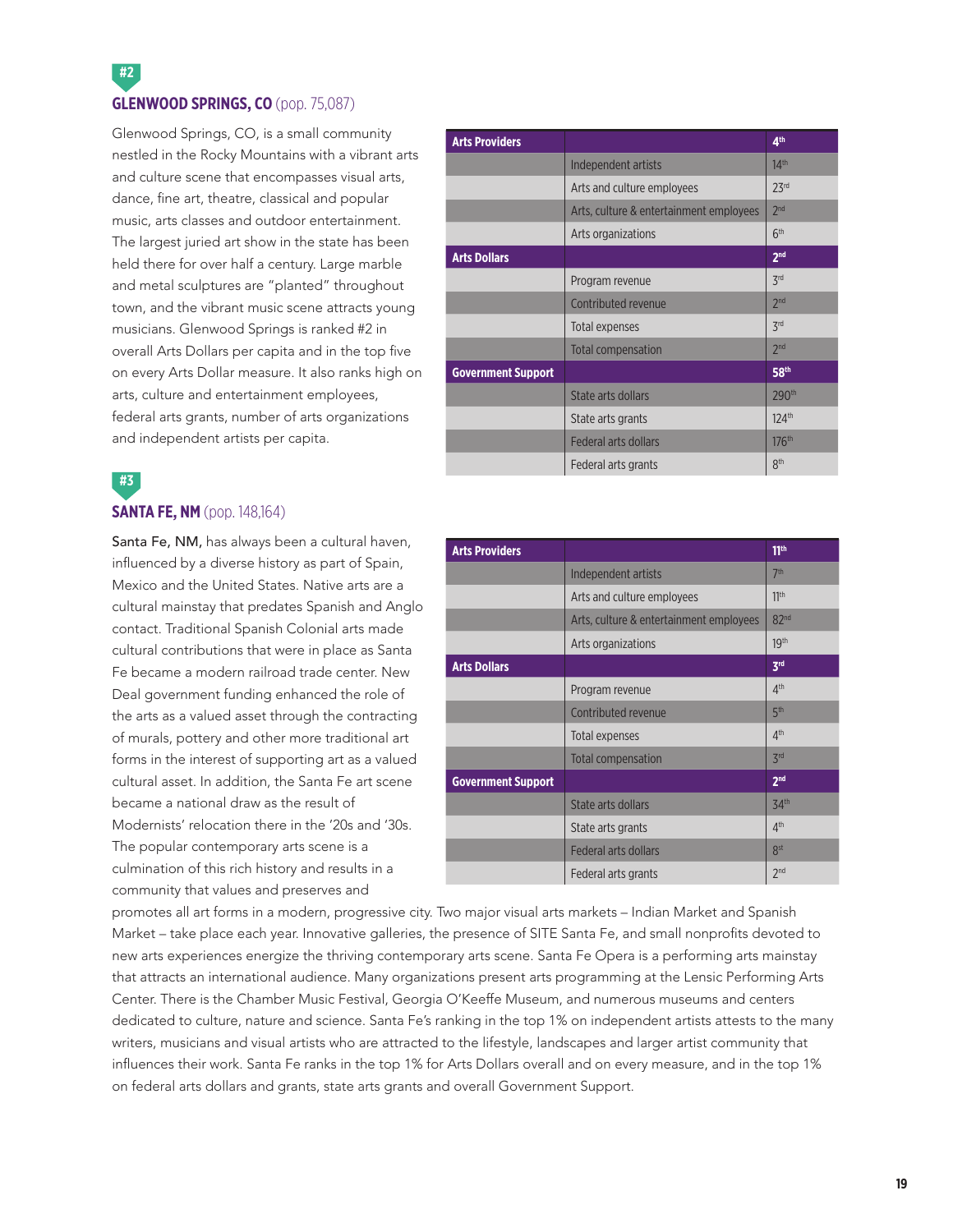#2

## GLENWOOD SPRINGS, CO (pop. 75,087)

Glenwood Springs, CO, is a small community nestled in the Rocky Mountains with a vibrant arts and culture scene that encompasses visual arts, dance, fine art, theatre, classical and popular music, arts classes and outdoor entertainment. The largest juried art show in the state has been held there for over half a century. Large marble and metal sculptures are "planted" throughout town, and the vibrant music scene attracts young musicians. Glenwood Springs is ranked #2 in overall Arts Dollars per capita and in the top five on every Arts Dollar measure. It also ranks high on arts, culture and entertainment employees, federal arts grants, number of arts organizations and independent artists per capita.

| Arts Providers | | 4th |
|---|---|---|
| | Independent artists | 14th |
| | Arts and culture employees | 23rd |
| | Arts, culture & entertainment employees | 2nd |
| | Arts organizations | 6th |
| **Arts Dollars** | | **2nd** |
| | Program revenue | 3rd |
| | Contributed revenue | 2nd |
| | Total expenses | 3rd |
| | Total compensation | 2nd |
| **Government Support** | | **58th** |
| | State arts dollars | 290th |
| | State arts grants | 124th |
| | Federal arts dollars | 176th |
| | Federal arts grants | 8th |

#3

## SANTA FE, NM (pop. 148,164)

Santa Fe, NM, has always been a cultural haven, influenced by a diverse history as part of Spain, Mexico and the United States. Native arts are a cultural mainstay that predates Spanish and Anglo contact. Traditional Spanish Colonial arts made cultural contributions that were in place as Santa Fe became a modern railroad trade center. New Deal government funding enhanced the role of the arts as a valued asset through the contracting of murals, pottery and other more traditional art forms in the interest of supporting art as a valued cultural asset. In addition, the Santa Fe art scene became a national draw as the result of Modernists' relocation there in the '20s and '30s. The popular contemporary arts scene is a culmination of this rich history and results in a community that values and preserves and promotes all art forms in a modern, progressive city. Two major visual arts markets – Indian Market and Spanish Market – take place each year. Innovative galleries, the presence of SITE Santa Fe, and small nonprofits devoted to new arts experiences energize the thriving contemporary arts scene. Santa Fe Opera is a performing arts mainstay that attracts an international audience. Many organizations present arts programming at the Lensic Performing Arts Center. There is the Chamber Music Festival, Georgia O'Keeffe Museum, and numerous museums and centers dedicated to culture, nature and science. Santa Fe's ranking in the top 1% on independent artists attests to the many writers, musicians and visual artists who are attracted to the lifestyle, landscapes and larger artist community that influences their work. Santa Fe ranks in the top 1% for Arts Dollars overall and on every measure, and in the top 1% on federal arts dollars and grants, state arts grants and overall Government Support.

| Arts Providers | | 11th |
|---|---|---|
| | Independent artists | 7th |
| | Arts and culture employees | 11th |
| | Arts, culture & entertainment employees | 82nd |
| | Arts organizations | 19th |
| **Arts Dollars** | | **3rd** |
| | Program revenue | 4th |
| | Contributed revenue | 5th |
| | Total expenses | 4th |
| | Total compensation | 3rd |
| **Government Support** | | **2nd** |
| | State arts dollars | 34th |
| | State arts grants | 4th |
| | Federal arts dollars | 8st |
| | Federal arts grants | 2nd |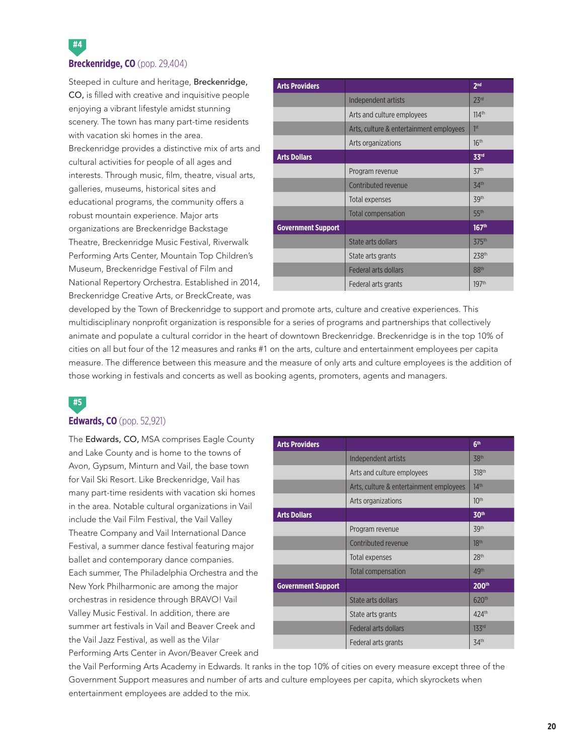#4

## Breckenridge, CO (pop. 29,404)

Steeped in culture and heritage, **Breckenridge, CO,** is filled with creative and inquisitive people enjoying a vibrant lifestyle amidst stunning scenery. The town has many part-time residents with vacation ski homes in the area. Breckenridge provides a distinctive mix of arts and cultural activities for people of all ages and interests. Through music, film, theatre, visual arts, galleries, museums, historical sites and educational programs, the community offers a robust mountain experience. Major arts organizations are Breckenridge Backstage Theatre, Breckenridge Music Festival, Riverwalk Performing Arts Center, Mountain Top Children's Museum, Breckenridge Festival of Film and National Repertory Orchestra. Established in 2014, Breckenridge Creative Arts, or BreckCreate, was developed by the Town of Breckenridge to support and promote arts, culture and creative experiences. This multidisciplinary nonprofit organization is responsible for a series of programs and partnerships that collectively animate and populate a cultural corridor in the heart of downtown Breckenridge. Breckenridge is in the top 10% of cities on all but four of the 12 measures and ranks #1 on the arts, culture and entertainment employees per capita measure. The difference between this measure and the measure of only arts and culture employees is the addition of those working in festivals and concerts as well as booking agents, promoters, agents and managers.

| Arts Providers | | 2nd |
|---|---|---|
| | Independent artists | 23rd |
| | Arts and culture employees | 114th |
| | Arts, culture & entertainment employees | 1st |
| | Arts organizations | 16th |
| **Arts Dollars** | | **33rd** |
| | Program revenue | 37th |
| | Contributed revenue | 34th |
| | Total expenses | 39th |
| | Total compensation | 55th |
| **Government Support** | | **167th** |
| | State arts dollars | 375th |
| | State arts grants | 238th |
| | Federal arts dollars | 88th |
| | Federal arts grants | 197th |

#5

## Edwards, CO (pop. 52,921)

The **Edwards, CO,** MSA comprises Eagle County and Lake County and is home to the towns of Avon, Gypsum, Minturn and Vail, the base town for Vail Ski Resort. Like Breckenridge, Vail has many part-time residents with vacation ski homes in the area. Notable cultural organizations in Vail include the Vail Film Festival, the Vail Valley Theatre Company and Vail International Dance Festival, a summer dance festival featuring major ballet and contemporary dance companies. Each summer, The Philadelphia Orchestra and the New York Philharmonic are among the major orchestras in residence through BRAVO! Vail Valley Music Festival. In addition, there are summer art festivals in Vail and Beaver Creek and the Vail Jazz Festival, as well as the Vilar Performing Arts Center in Avon/Beaver Creek and the Vail Performing Arts Academy in Edwards. It ranks in the top 10% of cities on every measure except three of the Government Support measures and number of arts and culture employees per capita, which skyrockets when entertainment employees are added to the mix.

| Arts Providers | | 6th |
|---|---|---|
| | Independent artists | 38th |
| | Arts and culture employees | 318th |
| | Arts, culture & entertainment employees | 14th |
| | Arts organizations | 10th |
| **Arts Dollars** | | **30th** |
| | Program revenue | 39th |
| | Contributed revenue | 18th |
| | Total expenses | 28th |
| | Total compensation | 49th |
| **Government Support** | | **200th** |
| | State arts dollars | 620th |
| | State arts grants | 424th |
| | Federal arts dollars | 133rd |
| | Federal arts grants | 34th |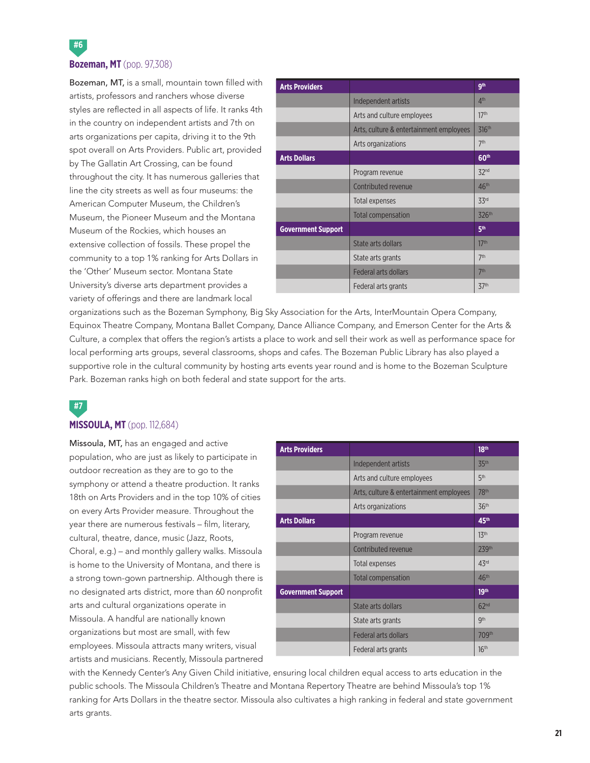#6

## **Bozeman, MT** (pop. 97,308)

| Arts Providers | | 9th |
|---|---|---|
| | Independent artists | 4th |
| | Arts and culture employees | 17th |
| | Arts, culture & entertainment employees | 316th |
| | Arts organizations | 7th |
| **Arts Dollars** | | **60th** |
| | Program revenue | 32nd |
| | Contributed revenue | 46th |
| | Total expenses | 33rd |
| | Total compensation | 326th |
| **Government Support** | | **5th** |
| | State arts dollars | 17th |
| | State arts grants | 7th |
| | Federal arts dollars | 7th |
| | Federal arts grants | 37th |

Bozeman, MT, is a small, mountain town filled with artists, professors and ranchers whose diverse styles are reflected in all aspects of life. It ranks 4th in the country on independent artists and 7th on arts organizations per capita, driving it to the 9th spot overall on Arts Providers. Public art, provided by The Gallatin Art Crossing, can be found throughout the city. It has numerous galleries that line the city streets as well as four museums: the American Computer Museum, the Children's Museum, the Pioneer Museum and the Montana Museum of the Rockies, which houses an extensive collection of fossils. These propel the community to a top 1% ranking for Arts Dollars in the 'Other' Museum sector. Montana State University's diverse arts department provides a variety of offerings and there are landmark local organizations such as the Bozeman Symphony, Big Sky Association for the Arts, InterMountain Opera Company, Equinox Theatre Company, Montana Ballet Company, Dance Alliance Company, and Emerson Center for the Arts & Culture, a complex that offers the region's artists a place to work and sell their work as well as performance space for local performing arts groups, several classrooms, shops and cafes. The Bozeman Public Library has also played a supportive role in the cultural community by hosting arts events year round and is home to the Bozeman Sculpture Park. Bozeman ranks high on both federal and state support for the arts.

#7

## **MISSOULA, MT** (pop. 112,684)

| Arts Providers | | 18th |
|---|---|---|
| | Independent artists | 35th |
| | Arts and culture employees | 5th |
| | Arts, culture & entertainment employees | 78th |
| | Arts organizations | 36th |
| **Arts Dollars** | | **45th** |
| | Program revenue | 13th |
| | Contributed revenue | 239th |
| | Total expenses | 43rd |
| | Total compensation | 46th |
| **Government Support** | | **19th** |
| | State arts dollars | 62nd |
| | State arts grants | 9th |
| | Federal arts dollars | 709th |
| | Federal arts grants | 16th |

Missoula, MT, has an engaged and active population, who are just as likely to participate in outdoor recreation as they are to go to the symphony or attend a theatre production. It ranks 18th on Arts Providers and in the top 10% of cities on every Arts Provider measure. Throughout the year there are numerous festivals – film, literary, cultural, theatre, dance, music (Jazz, Roots, Choral, e.g.) – and monthly gallery walks. Missoula is home to the University of Montana, and there is a strong town-gown partnership. Although there is no designated arts district, more than 60 nonprofit arts and cultural organizations operate in Missoula. A handful are nationally known organizations but most are small, with few employees. Missoula attracts many writers, visual artists and musicians. Recently, Missoula partnered with the Kennedy Center's Any Given Child initiative, ensuring local children equal access to arts education in the public schools. The Missoula Children's Theatre and Montana Repertory Theatre are behind Missoula's top 1% ranking for Arts Dollars in the theatre sector. Missoula also cultivates a high ranking in federal and state government arts grants.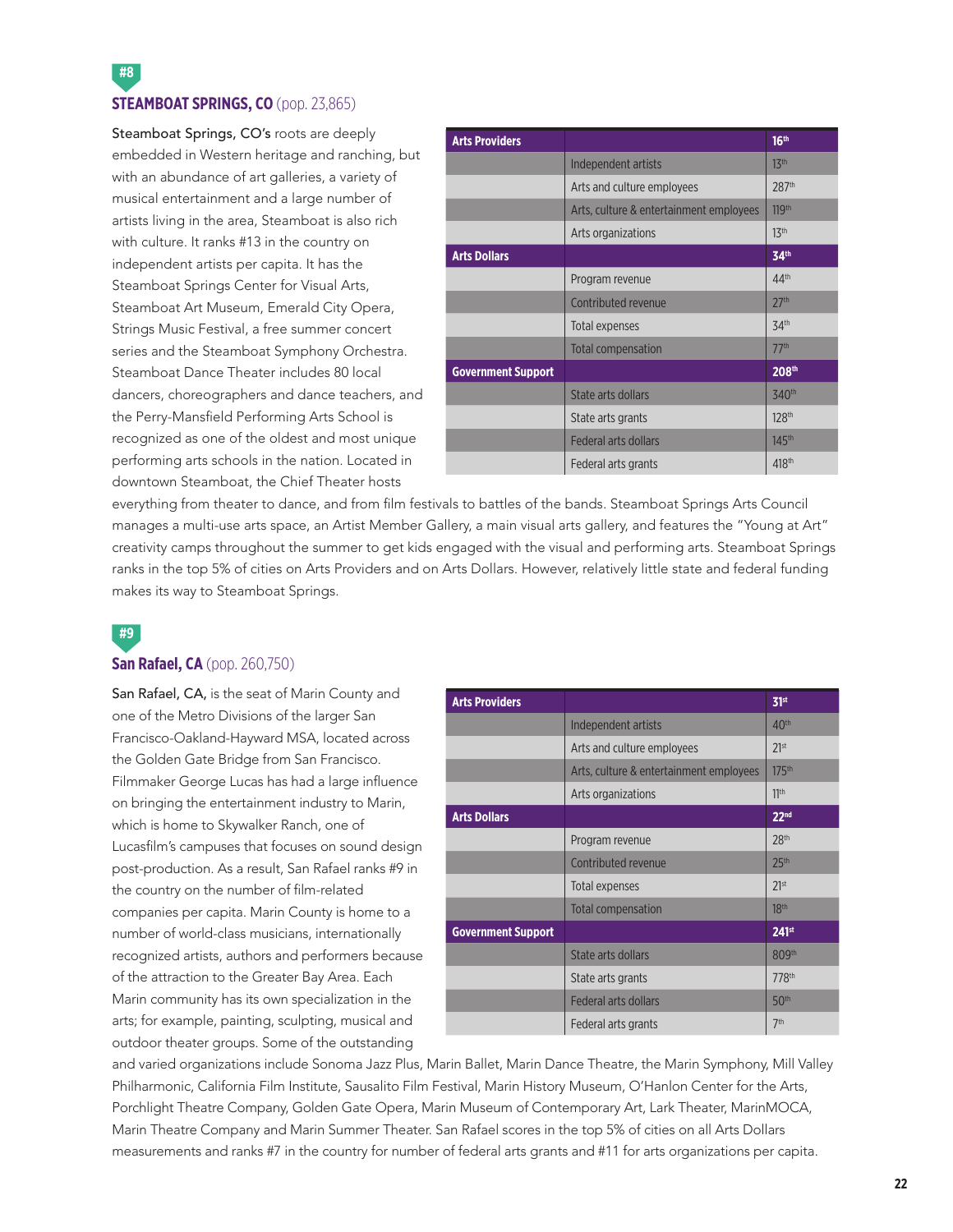#8

## STEAMBOAT SPRINGS, CO (pop. 23,865)

| Arts Providers | | 16th |
|---|---|---|
| | Independent artists | 13th |
| | Arts and culture employees | 287th |
| | Arts, culture & entertainment employees | 119th |
| | Arts organizations | 13th |
| **Arts Dollars** | | **34th** |
| | Program revenue | 44th |
| | Contributed revenue | 27th |
| | Total expenses | 34th |
| | Total compensation | 77th |
| **Government Support** | | **208th** |
| | State arts dollars | 340th |
| | State arts grants | 128th |
| | Federal arts dollars | 145th |
| | Federal arts grants | 418th |

Steamboat Springs, CO's roots are deeply embedded in Western heritage and ranching, but with an abundance of art galleries, a variety of musical entertainment and a large number of artists living in the area, Steamboat is also rich with culture. It ranks #13 in the country on independent artists per capita. It has the Steamboat Springs Center for Visual Arts, Steamboat Art Museum, Emerald City Opera, Strings Music Festival, a free summer concert series and the Steamboat Symphony Orchestra. Steamboat Dance Theater includes 80 local dancers, choreographers and dance teachers, and the Perry-Mansfield Performing Arts School is recognized as one of the oldest and most unique performing arts schools in the nation. Located in downtown Steamboat, the Chief Theater hosts everything from theater to dance, and from film festivals to battles of the bands. Steamboat Springs Arts Council manages a multi-use arts space, an Artist Member Gallery, a main visual arts gallery, and features the "Young at Art" creativity camps throughout the summer to get kids engaged with the visual and performing arts. Steamboat Springs ranks in the top 5% of cities on Arts Providers and on Arts Dollars. However, relatively little state and federal funding makes its way to Steamboat Springs.

#9

## San Rafael, CA (pop. 260,750)

| Arts Providers | | 31st |
|---|---|---|
| | Independent artists | 40th |
| | Arts and culture employees | 21st |
| | Arts, culture & entertainment employees | 175th |
| | Arts organizations | 11th |
| **Arts Dollars** | | **22nd** |
| | Program revenue | 28th |
| | Contributed revenue | 25th |
| | Total expenses | 21st |
| | Total compensation | 18th |
| **Government Support** | | **241st** |
| | State arts dollars | 809th |
| | State arts grants | 778th |
| | Federal arts dollars | 50th |
| | Federal arts grants | 7th |

San Rafael, CA, is the seat of Marin County and one of the Metro Divisions of the larger San Francisco-Oakland-Hayward MSA, located across the Golden Gate Bridge from San Francisco. Filmmaker George Lucas has had a large influence on bringing the entertainment industry to Marin, which is home to Skywalker Ranch, one of Lucasfilm's campuses that focuses on sound design post-production. As a result, San Rafael ranks #9 in the country on the number of film-related companies per capita. Marin County is home to a number of world-class musicians, internationally recognized artists, authors and performers because of the attraction to the Greater Bay Area. Each Marin community has its own specialization in the arts; for example, painting, sculpting, musical and outdoor theater groups. Some of the outstanding and varied organizations include Sonoma Jazz Plus, Marin Ballet, Marin Dance Theatre, the Marin Symphony, Mill Valley Philharmonic, California Film Institute, Sausalito Film Festival, Marin History Museum, O'Hanlon Center for the Arts, Porchlight Theatre Company, Golden Gate Opera, Marin Museum of Contemporary Art, Lark Theater, MarinMOCA, Marin Theatre Company and Marin Summer Theater. San Rafael scores in the top 5% of cities on all Arts Dollars measurements and ranks #7 in the country for number of federal arts grants and #11 for arts organizations per capita.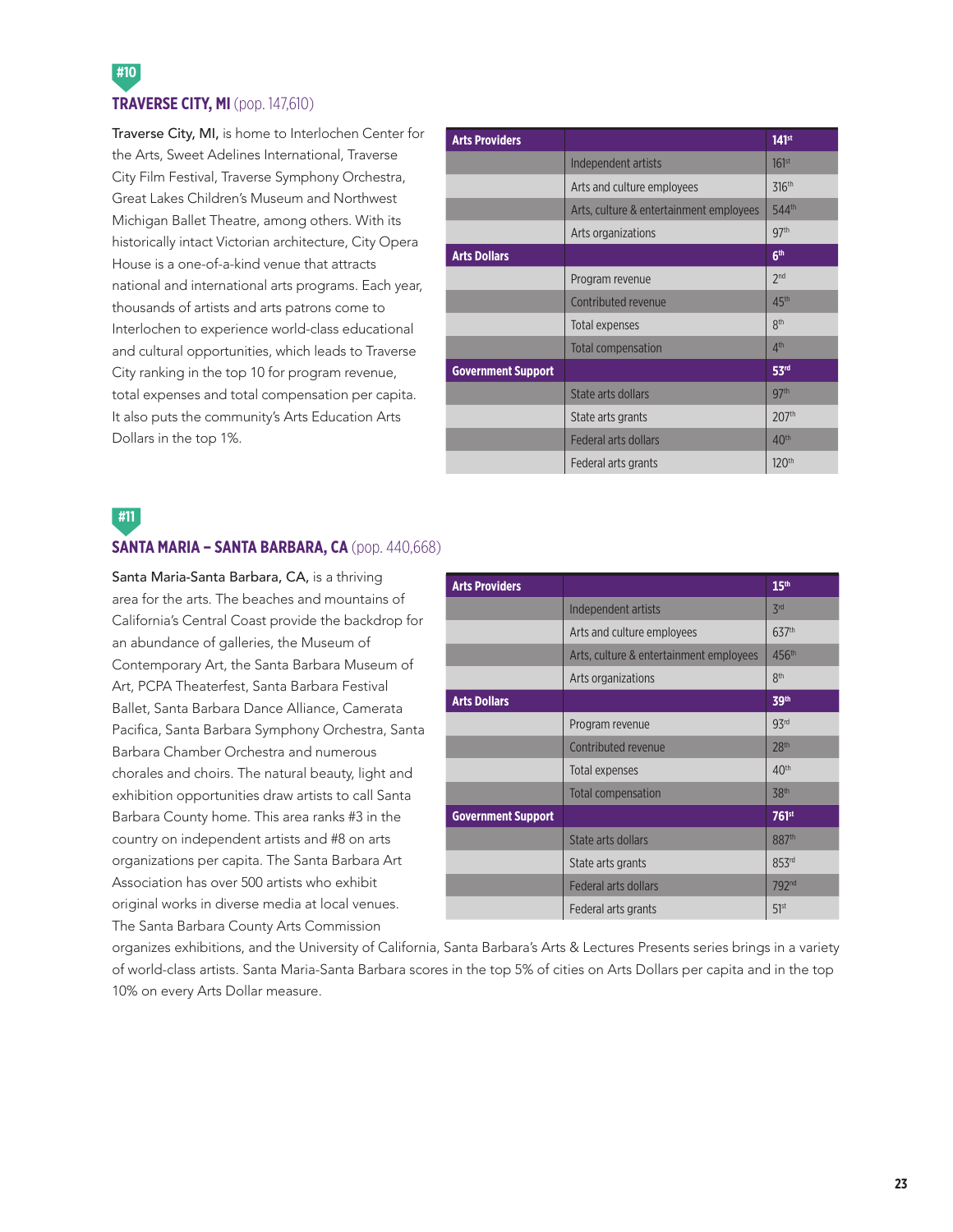#10

## TRAVERSE CITY, MI (pop. 147,610)

Traverse City, MI, is home to Interlochen Center for the Arts, Sweet Adelines International, Traverse City Film Festival, Traverse Symphony Orchestra, Great Lakes Children's Museum and Northwest Michigan Ballet Theatre, among others. With its historically intact Victorian architecture, City Opera House is a one-of-a-kind venue that attracts national and international arts programs. Each year, thousands of artists and arts patrons come to Interlochen to experience world-class educational and cultural opportunities, which leads to Traverse City ranking in the top 10 for program revenue, total expenses and total compensation per capita. It also puts the community's Arts Education Arts Dollars in the top 1%.

| **Arts Providers** | | **141st** |
|---|---|---|
| | Independent artists | 161st |
| | Arts and culture employees | 316th |
| | Arts, culture & entertainment employees | 544th |
| | Arts organizations | 97th |
| **Arts Dollars** | | **6th** |
| | Program revenue | 2nd |
| | Contributed revenue | 45th |
| | Total expenses | 8th |
| | Total compensation | 4th |
| **Government Support** | | **53rd** |
| | State arts dollars | 97th |
| | State arts grants | 207th |
| | Federal arts dollars | 40th |
| | Federal arts grants | 120th |

#11

## SANTA MARIA – SANTA BARBARA, CA (pop. 440,668)

Santa Maria-Santa Barbara, CA, is a thriving area for the arts. The beaches and mountains of California's Central Coast provide the backdrop for an abundance of galleries, the Museum of Contemporary Art, the Santa Barbara Museum of Art, PCPA Theaterfest, Santa Barbara Festival Ballet, Santa Barbara Dance Alliance, Camerata Pacifica, Santa Barbara Symphony Orchestra, Santa Barbara Chamber Orchestra and numerous chorales and choirs. The natural beauty, light and exhibition opportunities draw artists to call Santa Barbara County home. This area ranks #3 in the country on independent artists and #8 on arts organizations per capita. The Santa Barbara Art Association has over 500 artists who exhibit original works in diverse media at local venues. The Santa Barbara County Arts Commission organizes exhibitions, and the University of California, Santa Barbara's Arts & Lectures Presents series brings in a variety of world-class artists. Santa Maria-Santa Barbara scores in the top 5% of cities on Arts Dollars per capita and in the top 10% on every Arts Dollar measure.

| **Arts Providers** | | **15th** |
|---|---|---|
| | Independent artists | 3rd |
| | Arts and culture employees | 637th |
| | Arts, culture & entertainment employees | 456th |
| | Arts organizations | 8th |
| **Arts Dollars** | | **39th** |
| | Program revenue | 93rd |
| | Contributed revenue | 28th |
| | Total expenses | 40th |
| | Total compensation | 38th |
| **Government Support** | | **761st** |
| | State arts dollars | 887th |
| | State arts grants | 853rd |
| | Federal arts dollars | 792nd |
| | Federal arts grants | 51st |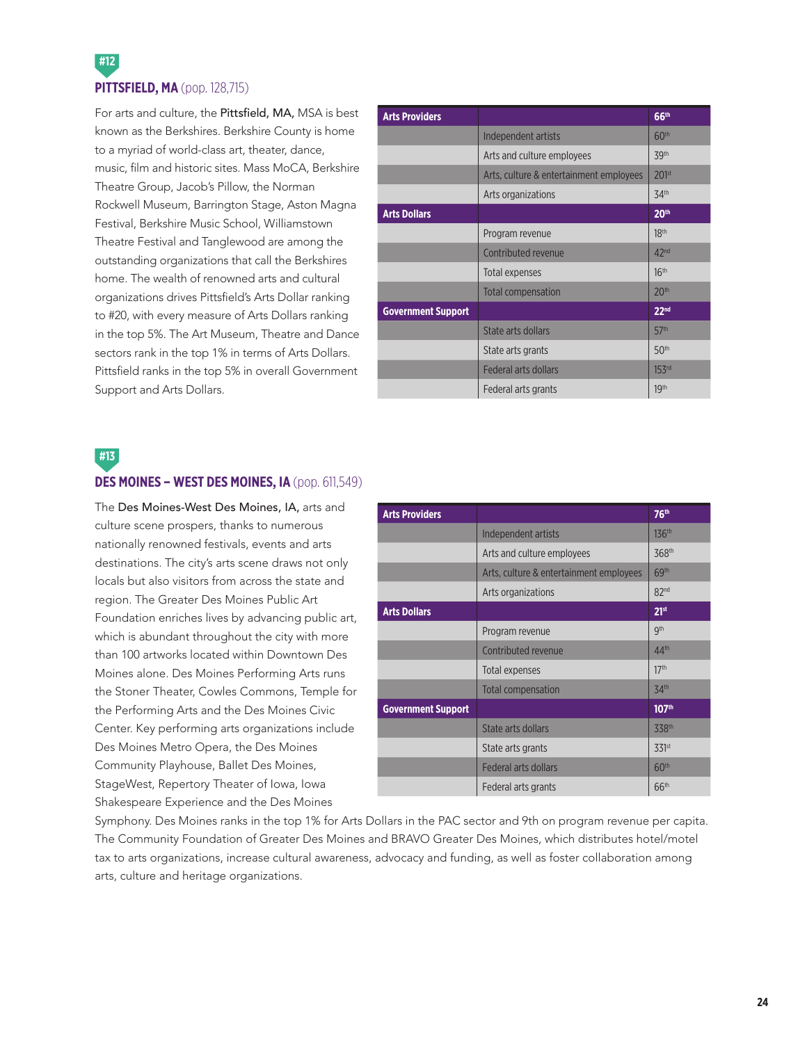#12

## PITTSFIELD, MA (pop. 128,715)

For arts and culture, the Pittsfield, MA, MSA is best known as the Berkshires. Berkshire County is home to a myriad of world-class art, theater, dance, music, film and historic sites. Mass MoCA, Berkshire Theatre Group, Jacob's Pillow, the Norman Rockwell Museum, Barrington Stage, Aston Magna Festival, Berkshire Music School, Williamstown Theatre Festival and Tanglewood are among the outstanding organizations that call the Berkshires home. The wealth of renowned arts and cultural organizations drives Pittsfield's Arts Dollar ranking to #20, with every measure of Arts Dollars ranking in the top 5%. The Art Museum, Theatre and Dance sectors rank in the top 1% in terms of Arts Dollars. Pittsfield ranks in the top 5% in overall Government Support and Arts Dollars.

| Arts Providers | | 66th |
|---|---|---|
| | Independent artists | 60th |
| | Arts and culture employees | 39th |
| | Arts, culture & entertainment employees | 201st |
| | Arts organizations | 34th |
| **Arts Dollars** | | **20th** |
| | Program revenue | 18th |
| | Contributed revenue | 42nd |
| | Total expenses | 16th |
| | Total compensation | 20th |
| **Government Support** | | **22nd** |
| | State arts dollars | 57th |
| | State arts grants | 50th |
| | Federal arts dollars | 153rd |
| | Federal arts grants | 19th |

#13

## DES MOINES – WEST DES MOINES, IA (pop. 611,549)

The Des Moines-West Des Moines, IA, arts and culture scene prospers, thanks to numerous nationally renowned festivals, events and arts destinations. The city's arts scene draws not only locals but also visitors from across the state and region. The Greater Des Moines Public Art Foundation enriches lives by advancing public art, which is abundant throughout the city with more than 100 artworks located within Downtown Des Moines alone. Des Moines Performing Arts runs the Stoner Theater, Cowles Commons, Temple for the Performing Arts and the Des Moines Civic Center. Key performing arts organizations include Des Moines Metro Opera, the Des Moines Community Playhouse, Ballet Des Moines, StageWest, Repertory Theater of Iowa, Iowa Shakespeare Experience and the Des Moines Symphony. Des Moines ranks in the top 1% for Arts Dollars in the PAC sector and 9th on program revenue per capita. The Community Foundation of Greater Des Moines and BRAVO Greater Des Moines, which distributes hotel/motel tax to arts organizations, increase cultural awareness, advocacy and funding, as well as foster collaboration among arts, culture and heritage organizations.

| Arts Providers | | 76th |
|---|---|---|
| | Independent artists | 136th |
| | Arts and culture employees | 368th |
| | Arts, culture & entertainment employees | 69th |
| | Arts organizations | 82nd |
| **Arts Dollars** | | **21st** |
| | Program revenue | 9th |
| | Contributed revenue | 44th |
| | Total expenses | 17th |
| | Total compensation | 34th |
| **Government Support** | | **107th** |
| | State arts dollars | 338th |
| | State arts grants | 331st |
| | Federal arts dollars | 60th |
| | Federal arts grants | 66th |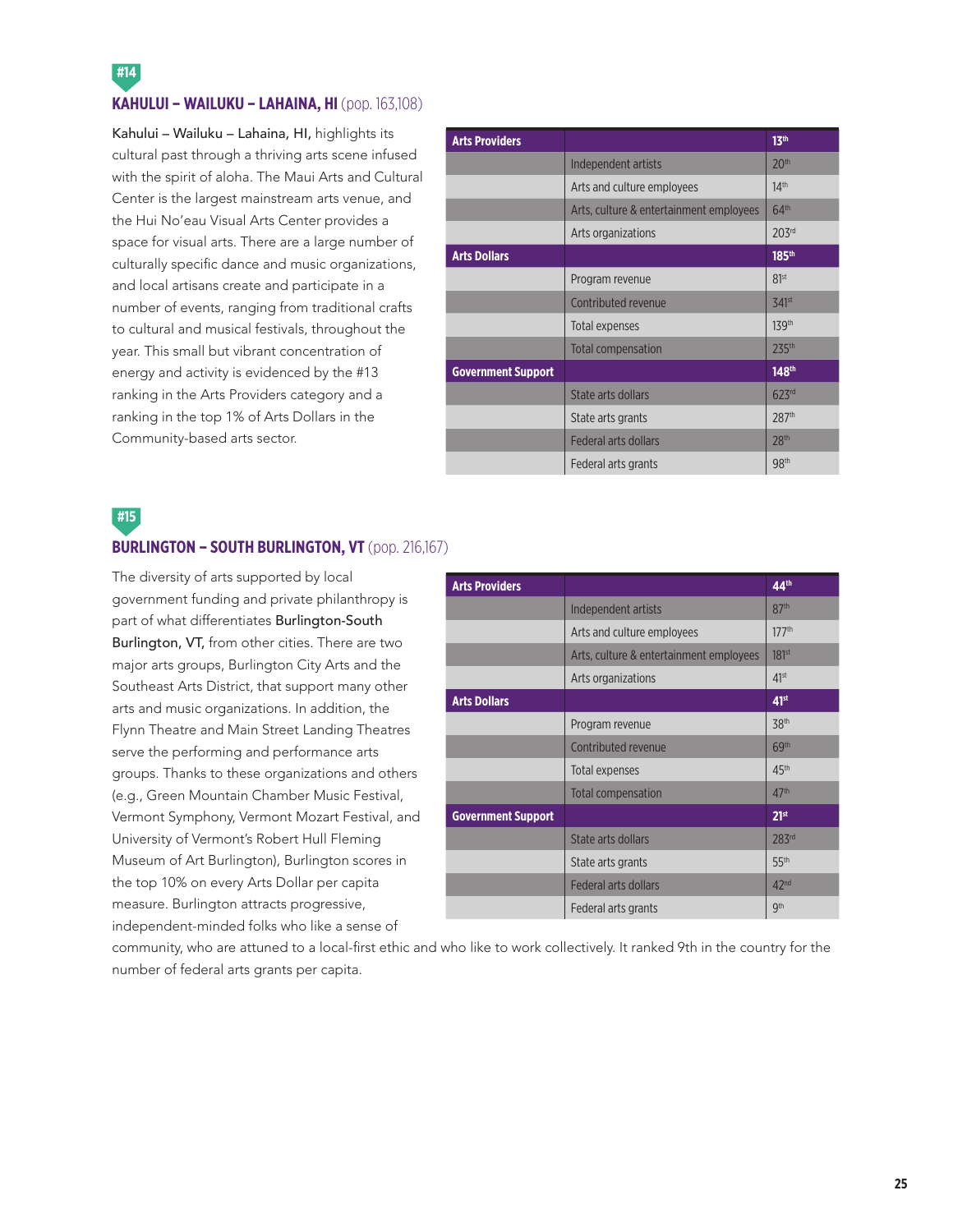#14

## KAHULUI – WAILUKU – LAHAINA, HI (pop. 163,108)

**Kahului – Wailuku – Lahaina, HI,** highlights its cultural past through a thriving arts scene infused with the spirit of aloha. The Maui Arts and Cultural Center is the largest mainstream arts venue, and the Hui No'eau Visual Arts Center provides a space for visual arts. There are a large number of culturally specific dance and music organizations, and local artisans create and participate in a number of events, ranging from traditional crafts to cultural and musical festivals, throughout the year. This small but vibrant concentration of energy and activity is evidenced by the #13 ranking in the Arts Providers category and a ranking in the top 1% of Arts Dollars in the Community-based arts sector.

| **Arts Providers** | | **13th** |
|---|---|---|
| | Independent artists | 20th |
| | Arts and culture employees | 14th |
| | Arts, culture & entertainment employees | 64th |
| | Arts organizations | 203rd |
| **Arts Dollars** | | **185th** |
| | Program revenue | 81st |
| | Contributed revenue | 341st |
| | Total expenses | 139th |
| | Total compensation | 235th |
| **Government Support** | | **148th** |
| | State arts dollars | 623rd |
| | State arts grants | 287th |
| | Federal arts dollars | 28th |
| | Federal arts grants | 98th |

#15

## BURLINGTON – SOUTH BURLINGTON, VT (pop. 216,167)

The diversity of arts supported by local government funding and private philanthropy is part of what differentiates **Burlington-South Burlington, VT,** from other cities. There are two major arts groups, Burlington City Arts and the Southeast Arts District, that support many other arts and music organizations. In addition, the Flynn Theatre and Main Street Landing Theatres serve the performing and performance arts groups. Thanks to these organizations and others (e.g., Green Mountain Chamber Music Festival, Vermont Symphony, Vermont Mozart Festival, and University of Vermont's Robert Hull Fleming Museum of Art Burlington), Burlington scores in the top 10% on every Arts Dollar per capita measure. Burlington attracts progressive, independent-minded folks who like a sense of community, who are attuned to a local-first ethic and who like to work collectively. It ranked 9th in the country for the number of federal arts grants per capita.

| **Arts Providers** | | **44th** |
|---|---|---|
| | Independent artists | 87th |
| | Arts and culture employees | 177th |
| | Arts, culture & entertainment employees | 181st |
| | Arts organizations | 41st |
| **Arts Dollars** | | **41st** |
| | Program revenue | 38th |
| | Contributed revenue | 69th |
| | Total expenses | 45th |
| | Total compensation | 47th |
| **Government Support** | | **21st** |
| | State arts dollars | 283rd |
| | State arts grants | 55th |
| | Federal arts dollars | 42nd |
| | Federal arts grants | 9th |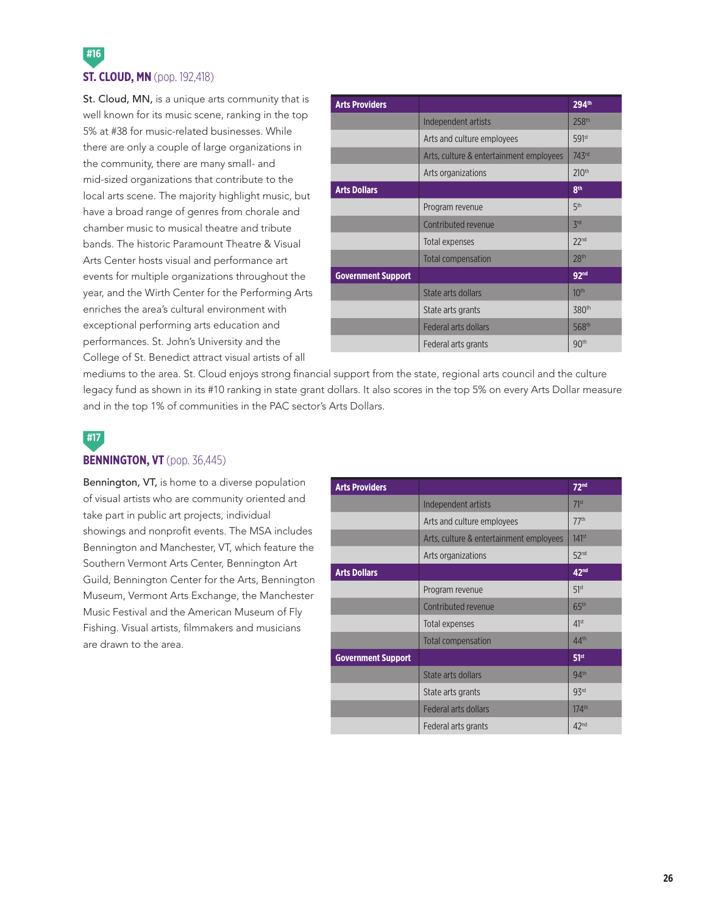#16

## ST. CLOUD, MN (pop. 192,418)

**St. Cloud, MN,** is a unique arts community that is well known for its music scene, ranking in the top 5% at #38 for music-related businesses. While there are only a couple of large organizations in the community, there are many small- and mid-sized organizations that contribute to the local arts scene. The majority highlight music, but have a broad range of genres from chorale and chamber music to musical theatre and tribute bands. The historic Paramount Theatre & Visual Arts Center hosts visual and performance art events for multiple organizations throughout the year, and the Wirth Center for the Performing Arts enriches the area's cultural environment with exceptional performing arts education and performances. St. John's University and the College of St. Benedict attract visual artists of all mediums to the area. St. Cloud enjoys strong financial support from the state, regional arts council and the culture legacy fund as shown in its #10 ranking in state grant dollars. It also scores in the top 5% on every Arts Dollar measure and in the top 1% of communities in the PAC sector's Arts Dollars.

| Arts Providers | | 294th |
|---|---|---|
| | Independent artists | 258th |
| | Arts and culture employees | 591st |
| | Arts, culture & entertainment employees | 743rd |
| | Arts organizations | 210th |
| **Arts Dollars** | | **8th** |
| | Program revenue | 5th |
| | Contributed revenue | 3rd |
| | Total expenses | 22nd |
| | Total compensation | 28th |
| **Government Support** | | **92nd** |
| | State arts dollars | 10th |
| | State arts grants | 380th |
| | Federal arts dollars | 568th |
| | Federal arts grants | 90th |

#17

## BENNINGTON, VT (pop. 36,445)

**Bennington, VT,** is home to a diverse population of visual artists who are community oriented and take part in public art projects, individual showings and nonprofit events. The MSA includes Bennington and Manchester, VT, which feature the Southern Vermont Arts Center, Bennington Art Guild, Bennington Center for the Arts, Bennington Museum, Vermont Arts Exchange, the Manchester Music Festival and the American Museum of Fly Fishing. Visual artists, filmmakers and musicians are drawn to the area.

| Arts Providers | | 72nd |
|---|---|---|
| | Independent artists | 71st |
| | Arts and culture employees | 77th |
| | Arts, culture & entertainment employees | 141st |
| | Arts organizations | 52nd |
| **Arts Dollars** | | **42nd** |
| | Program revenue | 51st |
| | Contributed revenue | 65th |
| | Total expenses | 41st |
| | Total compensation | 44th |
| **Government Support** | | **51st** |
| | State arts dollars | 94th |
| | State arts grants | 93rd |
| | Federal arts dollars | 174th |
| | Federal arts grants | 42nd |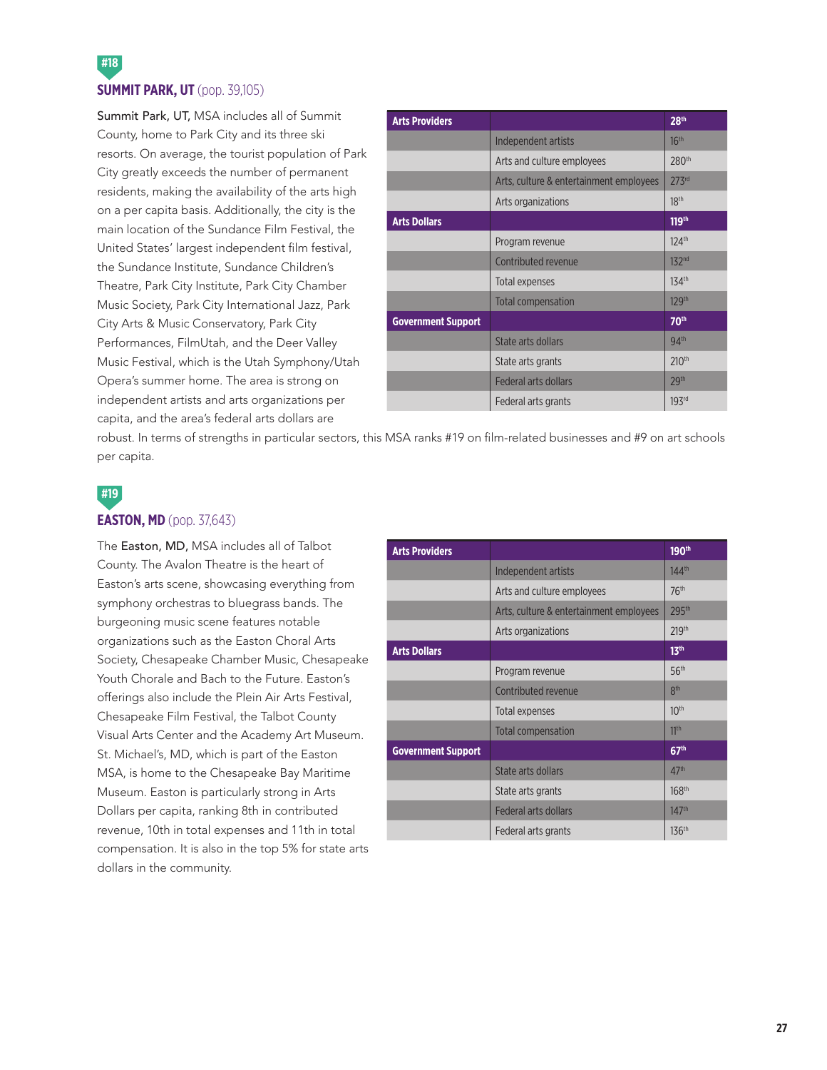## #18

### SUMMIT PARK, UT (pop. 39,105)

Summit Park, UT, MSA includes all of Summit County, home to Park City and its three ski resorts. On average, the tourist population of Park City greatly exceeds the number of permanent residents, making the availability of the arts high on a per capita basis. Additionally, the city is the main location of the Sundance Film Festival, the United States' largest independent film festival, the Sundance Institute, Sundance Children's Theatre, Park City Institute, Park City Chamber Music Society, Park City International Jazz, Park City Arts & Music Conservatory, Park City Performances, FilmUtah, and the Deer Valley Music Festival, which is the Utah Symphony/Utah Opera's summer home. The area is strong on independent artists and arts organizations per capita, and the area's federal arts dollars are robust. In terms of strengths in particular sectors, this MSA ranks #19 on film-related businesses and #9 on art schools per capita.

| Arts Providers | | 28th |
|---|---|---|
| | Independent artists | 16th |
| | Arts and culture employees | 280th |
| | Arts, culture & entertainment employees | 273rd |
| | Arts organizations | 18th |
| **Arts Dollars** | | **119th** |
| | Program revenue | 124th |
| | Contributed revenue | 132nd |
| | Total expenses | 134th |
| | Total compensation | 129th |
| **Government Support** | | **70th** |
| | State arts dollars | 94th |
| | State arts grants | 210th |
| | Federal arts dollars | 29th |
| | Federal arts grants | 193rd |

## #19

### EASTON, MD (pop. 37,643)

The **Easton, MD,** MSA includes all of Talbot County. The Avalon Theatre is the heart of Easton's arts scene, showcasing everything from symphony orchestras to bluegrass bands. The burgeoning music scene features notable organizations such as the Easton Choral Arts Society, Chesapeake Chamber Music, Chesapeake Youth Chorale and Bach to the Future. Easton's offerings also include the Plein Air Arts Festival, Chesapeake Film Festival, the Talbot County Visual Arts Center and the Academy Art Museum. St. Michael's, MD, which is part of the Easton MSA, is home to the Chesapeake Bay Maritime Museum. Easton is particularly strong in Arts Dollars per capita, ranking 8th in contributed revenue, 10th in total expenses and 11th in total compensation. It is also in the top 5% for state arts dollars in the community.

| Arts Providers | | 190th |
|---|---|---|
| | Independent artists | 144th |
| | Arts and culture employees | 76th |
| | Arts, culture & entertainment employees | 295th |
| | Arts organizations | 219th |
| **Arts Dollars** | | **13th** |
| | Program revenue | 56th |
| | Contributed revenue | 8th |
| | Total expenses | 10th |
| | Total compensation | 11th |
| **Government Support** | | **67th** |
| | State arts dollars | 47th |
| | State arts grants | 168th |
| | Federal arts dollars | 147th |
| | Federal arts grants | 136th |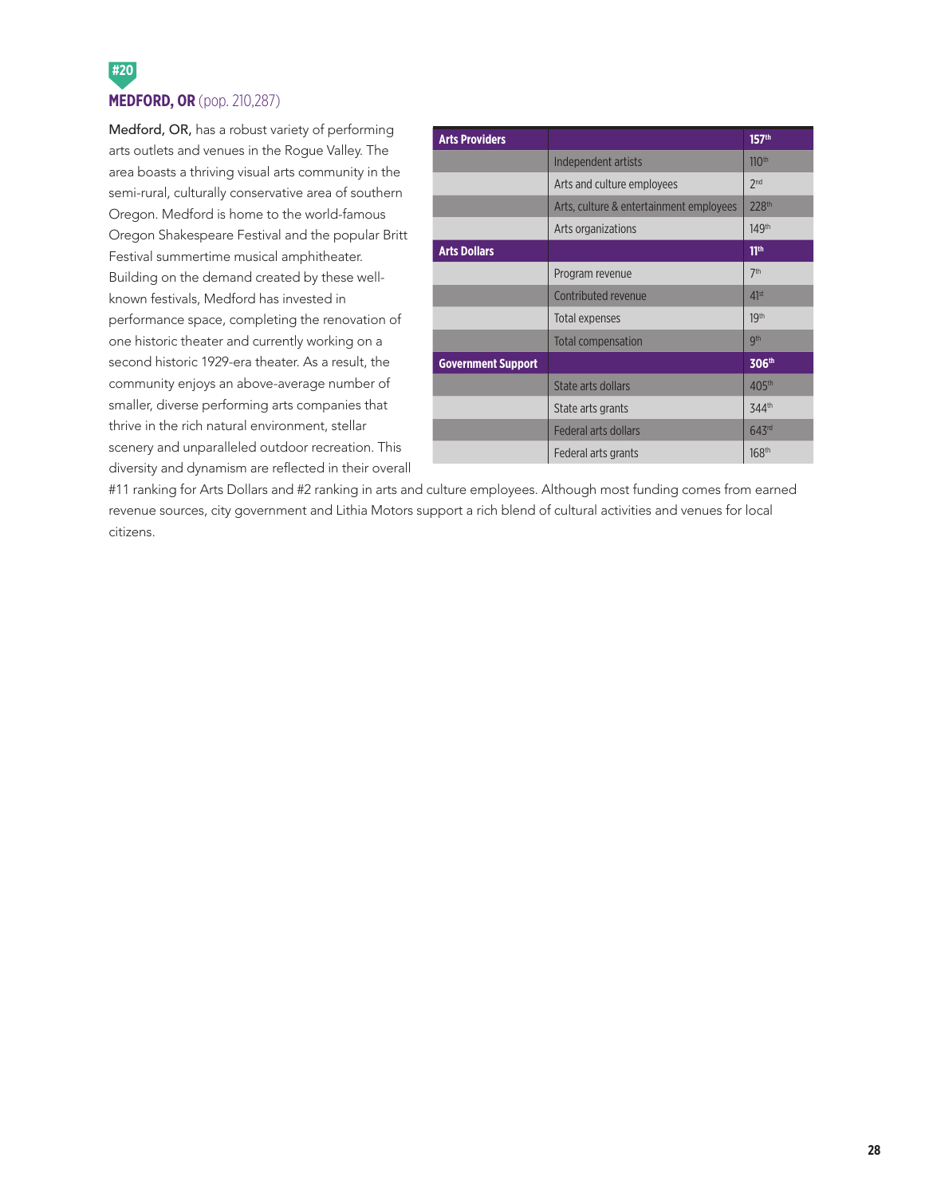#20

## MEDFORD, OR (pop. 210,287)

| Arts Providers | | 157th |
|---|---|---|
| | Independent artists | 110th |
| | Arts and culture employees | 2nd |
| | Arts, culture & entertainment employees | 228th |
| | Arts organizations | 149th |
| **Arts Dollars** | | **11th** |
| | Program revenue | 7th |
| | Contributed revenue | 41st |
| | Total expenses | 19th |
| | Total compensation | 9th |
| **Government Support** | | **306th** |
| | State arts dollars | 405th |
| | State arts grants | 344th |
| | Federal arts dollars | 643rd |
| | Federal arts grants | 168th |

**Medford, OR,** has a robust variety of performing arts outlets and venues in the Rogue Valley. The area boasts a thriving visual arts community in the semi-rural, culturally conservative area of southern Oregon. Medford is home to the world-famous Oregon Shakespeare Festival and the popular Britt Festival summertime musical amphitheater. Building on the demand created by these well-known festivals, Medford has invested in performance space, completing the renovation of one historic theater and currently working on a second historic 1929-era theater. As a result, the community enjoys an above-average number of smaller, diverse performing arts companies that thrive in the rich natural environment, stellar scenery and unparalleled outdoor recreation. This diversity and dynamism are reflected in their overall #11 ranking for Arts Dollars and #2 ranking in arts and culture employees. Although most funding comes from earned revenue sources, city government and Lithia Motors support a rich blend of cultural activities and venues for local citizens.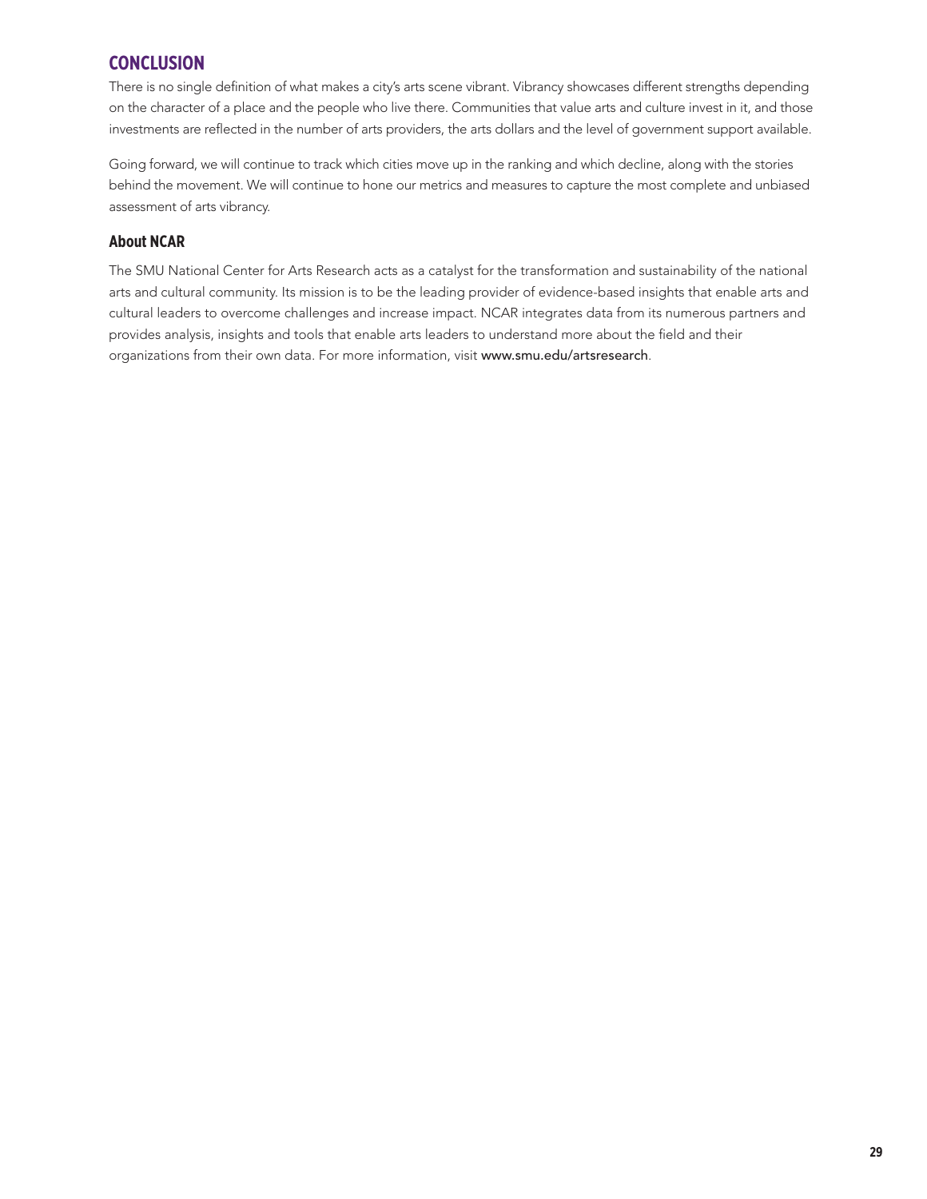## CONCLUSION

There is no single definition of what makes a city's arts scene vibrant. Vibrancy showcases different strengths depending on the character of a place and the people who live there. Communities that value arts and culture invest in it, and those investments are reflected in the number of arts providers, the arts dollars and the level of government support available.

Going forward, we will continue to track which cities move up in the ranking and which decline, along with the stories behind the movement. We will continue to hone our metrics and measures to capture the most complete and unbiased assessment of arts vibrancy.

### About NCAR

The SMU National Center for Arts Research acts as a catalyst for the transformation and sustainability of the national arts and cultural community. Its mission is to be the leading provider of evidence-based insights that enable arts and cultural leaders to overcome challenges and increase impact. NCAR integrates data from its numerous partners and provides analysis, insights and tools that enable arts leaders to understand more about the field and their organizations from their own data. For more information, visit www.smu.edu/artsresearch.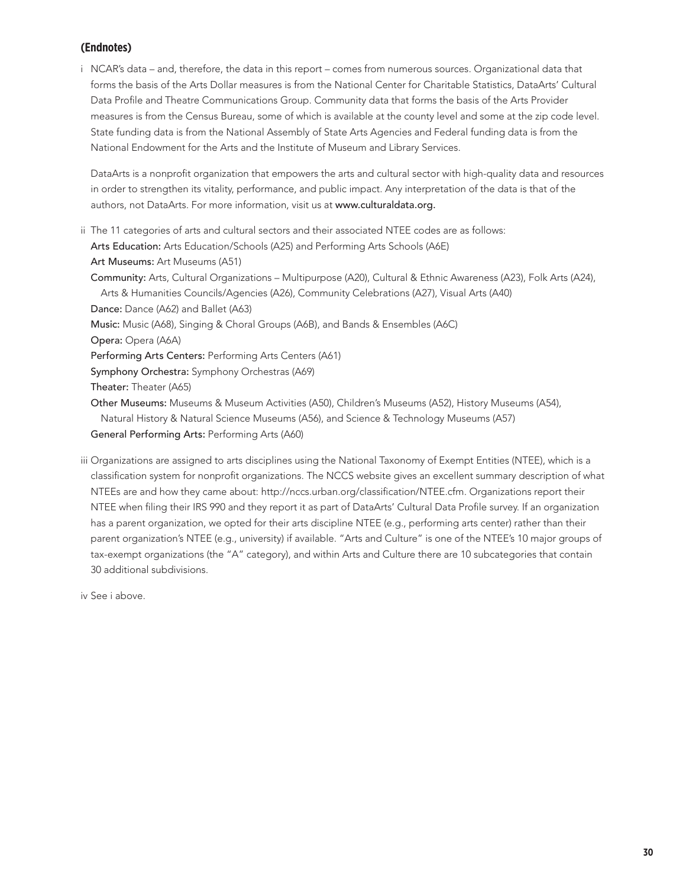## (Endnotes)

i NCAR's data – and, therefore, the data in this report – comes from numerous sources. Organizational data that forms the basis of the Arts Dollar measures is from the National Center for Charitable Statistics, DataArts' Cultural Data Profile and Theatre Communications Group. Community data that forms the basis of the Arts Provider measures is from the Census Bureau, some of which is available at the county level and some at the zip code level. State funding data is from the National Assembly of State Arts Agencies and Federal funding data is from the National Endowment for the Arts and the Institute of Museum and Library Services.

DataArts is a nonprofit organization that empowers the arts and cultural sector with high-quality data and resources in order to strengthen its vitality, performance, and public impact. Any interpretation of the data is that of the authors, not DataArts. For more information, visit us at **www.culturaldata.org.**

ii The 11 categories of arts and cultural sectors and their associated NTEE codes are as follows:

**Arts Education:** Arts Education/Schools (A25) and Performing Arts Schools (A6E)
**Art Museums:** Art Museums (A51)
**Community:** Arts, Cultural Organizations – Multipurpose (A20), Cultural & Ethnic Awareness (A23), Folk Arts (A24), Arts & Humanities Councils/Agencies (A26), Community Celebrations (A27), Visual Arts (A40)
**Dance:** Dance (A62) and Ballet (A63)
**Music:** Music (A68), Singing & Choral Groups (A6B), and Bands & Ensembles (A6C)
**Opera:** Opera (A6A)
**Performing Arts Centers:** Performing Arts Centers (A61)
**Symphony Orchestra:** Symphony Orchestras (A69)
**Theater:** Theater (A65)
**Other Museums:** Museums & Museum Activities (A50), Children's Museums (A52), History Museums (A54), Natural History & Natural Science Museums (A56), and Science & Technology Museums (A57)
**General Performing Arts:** Performing Arts (A60)

iii Organizations are assigned to arts disciplines using the National Taxonomy of Exempt Entities (NTEE), which is a classification system for nonprofit organizations. The NCCS website gives an excellent summary description of what NTEEs are and how they came about: http://nccs.urban.org/classification/NTEE.cfm. Organizations report their NTEE when filing their IRS 990 and they report it as part of DataArts' Cultural Data Profile survey. If an organization has a parent organization, we opted for their arts discipline NTEE (e.g., performing arts center) rather than their parent organization's NTEE (e.g., university) if available. "Arts and Culture" is one of the NTEE's 10 major groups of tax-exempt organizations (the "A" category), and within Arts and Culture there are 10 subcategories that contain 30 additional subdivisions.

iv See i above.